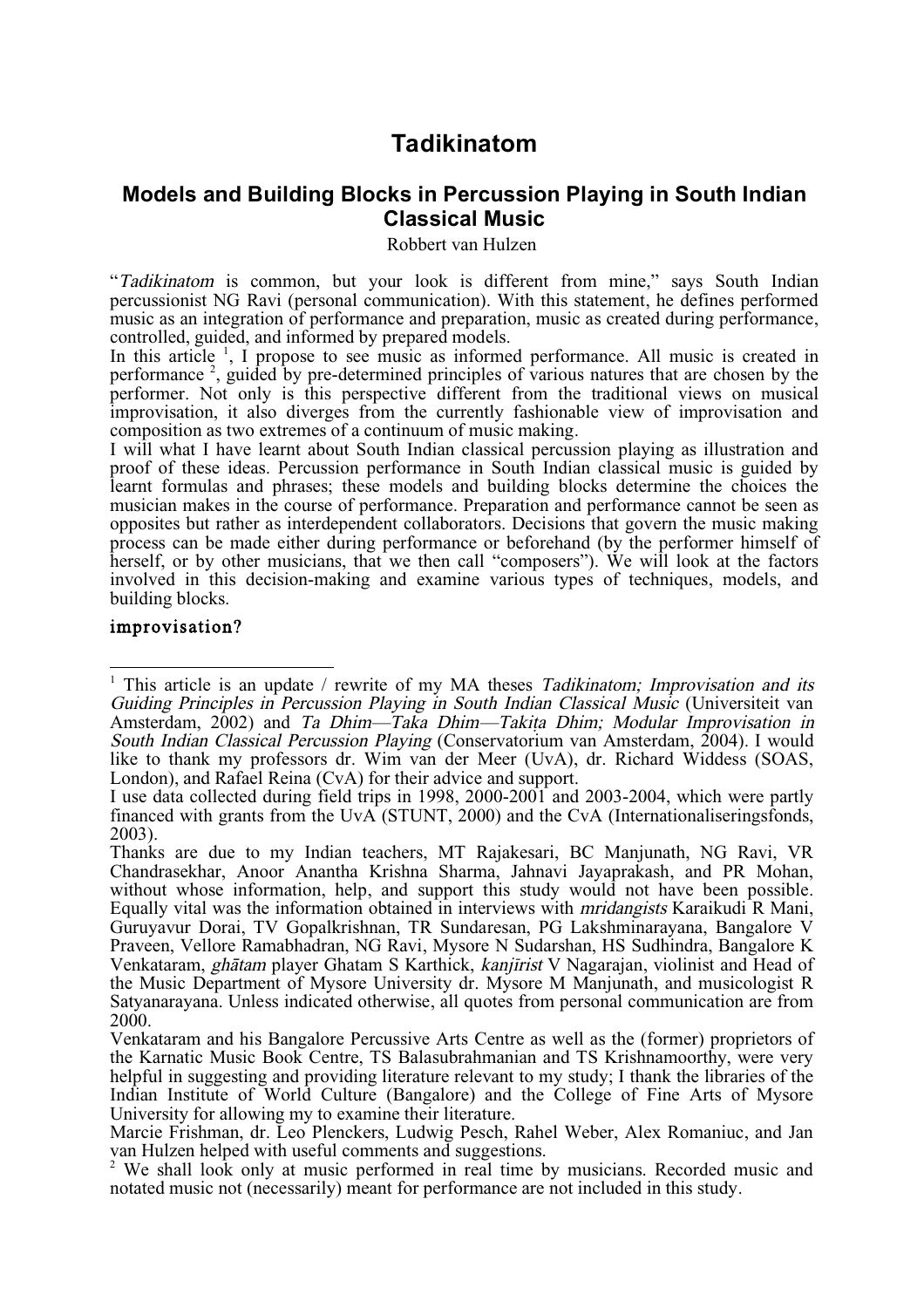# Tadikinatom

## Models and Building Blocks in Percussion Playing in South Indian Classical Music

Robbert van Hulzen

"*Tadikinatom* is common, but your look is different from mine," says South Indian percussionist NG Ravi (personal communication). With this statement, he defines performed music as an integration of performance and preparation, music as created during performance, controlled, guided, and informed by prepared models.

In this article [1], I propose to see music as informed performance. All music is created in performance [2], guided by pre-determined principles of various natures that are chosen by the performer. Not only is this perspective different from the traditional views on musical improvisation, it also diverges from the currently fashionable view of improvisation and composition as two extremes of a continuum of music making.

I will what I have learnt about South Indian classical percussion playing as illustration and proof of these ideas. Percussion performance in South Indian classical music is guided by learnt formulas and phrases; these models and building blocks determine the choices the musician makes in the course of performance. Preparation and performance cannot be seen as opposites but rather as interdependent collaborators. Decisions that govern the music making process can be made either during performance or beforehand (by the performer himself of herself, or by other musicians, that we then call "composers"). We will look at the factors involved in this decision-making and examine various types of techniques, models, and building blocks.

### improvisation?

---

[1] This article is an update / rewrite of my MA theses *Tadikinatom; Improvisation and its Guiding Principles in Percussion Playing in South Indian Classical Music* (Universiteit van Amsterdam, 2002) and *Ta Dhim—Taka Dhim—Takiṭa Dhim; Modular Improvisation in South Indian Classical Percussion Playing* (Conservatorium van Amsterdam, 2004). I would like to thank my professors dr. Wim van der Meer (UvA), dr. Richard Widdess (SOAS, London), and Rafael Reina (CvA) for their advice and support.

I use data collected during field trips in 1998, 2000-2001 and 2003-2004, which were partly financed with grants from the UvA (STUNT, 2000) and the CvA (Internationaliseringsfonds, 2003).

Thanks are due to my Indian teachers, MT Rajakesari, BC Manjunath, NG Ravi, VR Chandrasekhar, Anoor Anantha Krishna Sharma, Jahnavi Jayaprakash, and PR Mohan, without whose information, help, and support this study would not have been possible. Equally vital was the information obtained in interviews with *mridangists* Karaikudi R Mani, Guruyavur Dorai, TV Gopalkrishnan, TR Sundaresan, PG Lakshminarayana, Bangalore V Praveen, Vellore Ramabhadran, NG Ravi, Mysore N Sudarshan, HS Sudhindra, Bangalore K Venkataram, *ghātam* player Ghatam S Karthick, *kanjīrist* V Nagarajan, violinist and Head of the Music Department of Mysore University dr. Mysore M Manjunath, and musicologist R Satyanarayana. Unless indicated otherwise, all quotes from personal communication are from 2000.

Venkataram and his Bangalore Percussive Arts Centre as well as the (former) proprietors of the Karnatic Music Book Centre, TS Balasubrahmanian and TS Krishnamoorthy, were very helpful in suggesting and providing literature relevant to my study; I thank the libraries of the Indian Institute of World Culture (Bangalore) and the College of Fine Arts of Mysore University for allowing my to examine their literature.

Marcie Frishman, dr. Leo Plenckers, Ludwig Pesch, Rahel Weber, Alex Romaniuc, and Jan van Hulzen helped with useful comments and suggestions.

[2] We shall look only at music performed in real time by musicians. Recorded music and notated music not (necessarily) meant for performance are not included in this study.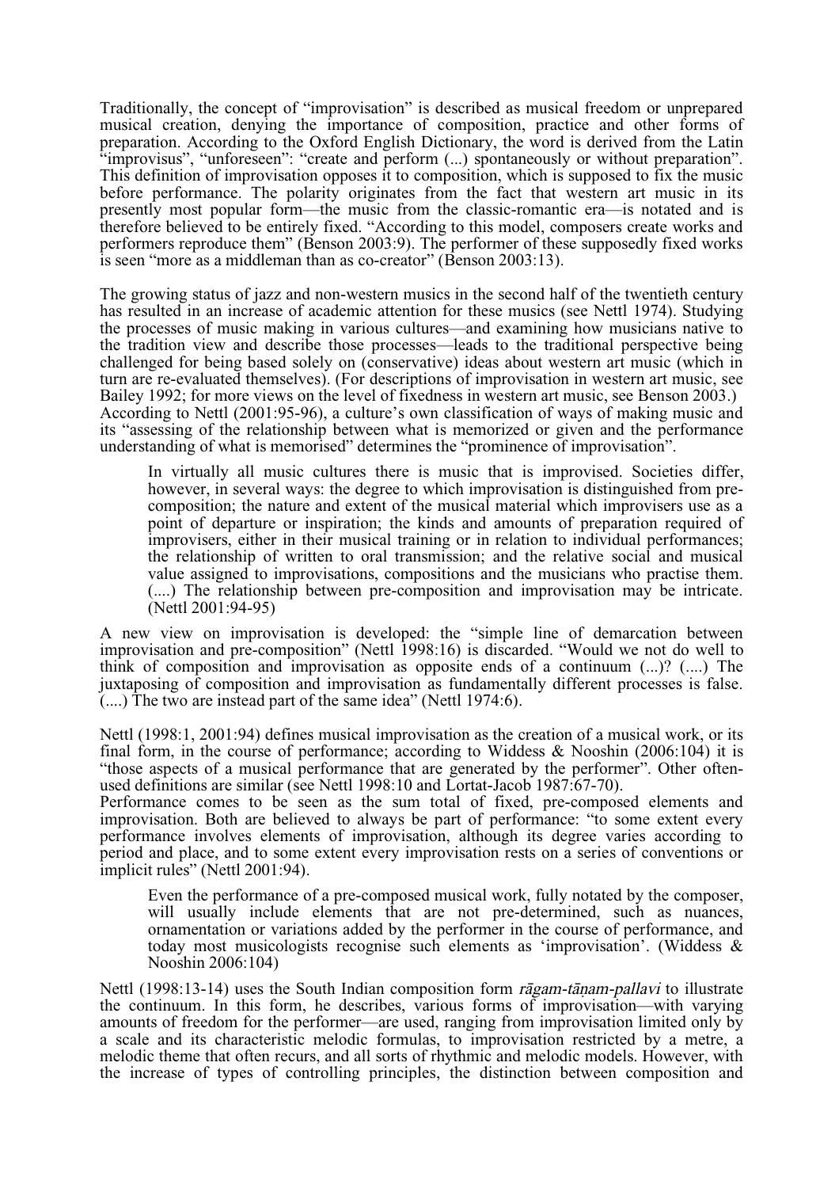Traditionally, the concept of "improvisation" is described as musical freedom or unprepared musical creation, denying the importance of composition, practice and other forms of preparation. According to the Oxford English Dictionary, the word is derived from the Latin "improvisus", "unforeseen": "create and perform (...) spontaneously or without preparation". This definition of improvisation opposes it to composition, which is supposed to fix the music before performance. The polarity originates from the fact that western art music in its presently most popular form—the music from the classic-romantic era—is notated and is therefore believed to be entirely fixed. "According to this model, composers create works and performers reproduce them" (Benson 2003:9). The performer of these supposedly fixed works is seen "more as a middleman than as co-creator" (Benson 2003:13).

The growing status of jazz and non-western musics in the second half of the twentieth century has resulted in an increase of academic attention for these musics (see Nettl 1974). Studying the processes of music making in various cultures—and examining how musicians native to the tradition view and describe those processes—leads to the traditional perspective being challenged for being based solely on (conservative) ideas about western art music (which in turn are re-evaluated themselves). (For descriptions of improvisation in western art music, see Bailey 1992; for more views on the level of fixedness in western art music, see Benson 2003.) According to Nettl (2001:95-96), a culture's own classification of ways of making music and its "assessing of the relationship between what is memorized or given and the performance understanding of what is memorised" determines the "prominence of improvisation".

> In virtually all music cultures there is music that is improvised. Societies differ, however, in several ways: the degree to which improvisation is distinguished from pre-composition; the nature and extent of the musical material which improvisers use as a point of departure or inspiration; the kinds and amounts of preparation required of improvisers, either in their musical training or in relation to individual performances; the relationship of written to oral transmission; and the relative social and musical value assigned to improvisations, compositions and the musicians who practise them. (....) The relationship between pre-composition and improvisation may be intricate. (Nettl 2001:94-95)

A new view on improvisation is developed: the "simple line of demarcation between improvisation and pre-composition" (Nettl 1998:16) is discarded. "Would we not do well to think of composition and improvisation as opposite ends of a continuum (...)? (....) The juxtaposing of composition and improvisation as fundamentally different processes is false. (....) The two are instead part of the same idea" (Nettl 1974:6).

Nettl (1998:1, 2001:94) defines musical improvisation as the creation of a musical work, or its final form, in the course of performance; according to Widdess & Nooshin (2006:104) it is "those aspects of a musical performance that are generated by the performer". Other often-used definitions are similar (see Nettl 1998:10 and Lortat-Jacob 1987:67-70).

Performance comes to be seen as the sum total of fixed, pre-composed elements and improvisation. Both are believed to always be part of performance: "to some extent every performance involves elements of improvisation, although its degree varies according to period and place, and to some extent every improvisation rests on a series of conventions or implicit rules" (Nettl 2001:94).

> Even the performance of a pre-composed musical work, fully notated by the composer, will usually include elements that are not pre-determined, such as nuances, ornamentation or variations added by the performer in the course of performance, and today most musicologists recognise such elements as 'improvisation'. (Widdess & Nooshin 2006:104)

Nettl (1998:13-14) uses the South Indian composition form *rāgam-tāṇam-pallavi* to illustrate the continuum. In this form, he describes, various forms of improvisation—with varying amounts of freedom for the performer—are used, ranging from improvisation limited only by a scale and its characteristic melodic formulas, to improvisation restricted by a metre, a melodic theme that often recurs, and all sorts of rhythmic and melodic models. However, with the increase of types of controlling principles, the distinction between composition and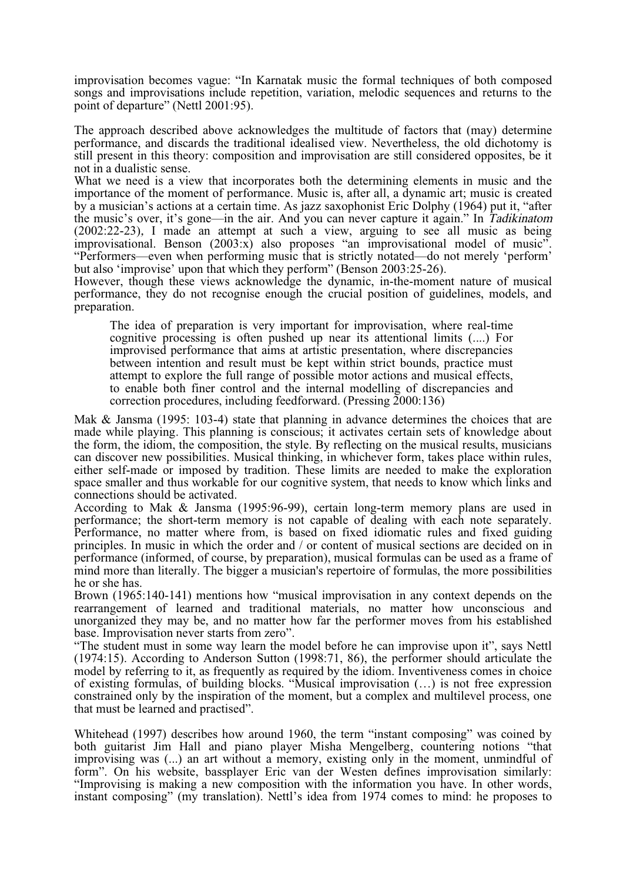improvisation becomes vague: "In Karnatak music the formal techniques of both composed songs and improvisations include repetition, variation, melodic sequences and returns to the point of departure" (Nettl 2001:95).

The approach described above acknowledges the multitude of factors that (may) determine performance, and discards the traditional idealised view. Nevertheless, the old dichotomy is still present in this theory: composition and improvisation are still considered opposites, be it not in a dualistic sense.
What we need is a view that incorporates both the determining elements in music and the importance of the moment of performance. Music is, after all, a dynamic art; music is created by a musician's actions at a certain time. As jazz saxophonist Eric Dolphy (1964) put it, "after the music's over, it's gone—in the air. And you can never capture it again." In *Tadikinatom* (2002:22-23), I made an attempt at such a view, arguing to see all music as being improvisational. Benson (2003:x) also proposes "an improvisational model of music". "Performers—even when performing music that is strictly notated—do not merely 'perform' but also 'improvise' upon that which they perform" (Benson 2003:25-26).
However, though these views acknowledge the dynamic, in-the-moment nature of musical performance, they do not recognise enough the crucial position of guidelines, models, and preparation.

> The idea of preparation is very important for improvisation, where real-time cognitive processing is often pushed up near its attentional limits (....) For improvised performance that aims at artistic presentation, where discrepancies between intention and result must be kept within strict bounds, practice must attempt to explore the full range of possible motor actions and musical effects, to enable both finer control and the internal modelling of discrepancies and correction procedures, including feedforward. (Pressing 2000:136)

Mak & Jansma (1995: 103-4) state that planning in advance determines the choices that are made while playing. This planning is conscious; it activates certain sets of knowledge about the form, the idiom, the composition, the style. By reflecting on the musical results, musicians can discover new possibilities. Musical thinking, in whichever form, takes place within rules, either self-made or imposed by tradition. These limits are needed to make the exploration space smaller and thus workable for our cognitive system, that needs to know which links and connections should be activated.
According to Mak & Jansma (1995:96-99), certain long-term memory plans are used in performance; the short-term memory is not capable of dealing with each note separately. Performance, no matter where from, is based on fixed idiomatic rules and fixed guiding principles. In music in which the order and / or content of musical sections are decided on in performance (informed, of course, by preparation), musical formulas can be used as a frame of mind more than literally. The bigger a musician's repertoire of formulas, the more possibilities he or she has.
Brown (1965:140-141) mentions how "musical improvisation in any context depends on the rearrangement of learned and traditional materials, no matter how unconscious and unorganized they may be, and no matter how far the performer moves from his established base. Improvisation never starts from zero".
"The student must in some way learn the model before he can improvise upon it", says Nettl (1974:15). According to Anderson Sutton (1998:71, 86), the performer should articulate the model by referring to it, as frequently as required by the idiom. Inventiveness comes in choice of existing formulas, of building blocks. "Musical improvisation (…) is not free expression constrained only by the inspiration of the moment, but a complex and multilevel process, one that must be learned and practised".

Whitehead (1997) describes how around 1960, the term "instant composing" was coined by both guitarist Jim Hall and piano player Misha Mengelberg, countering notions "that improvising was (...) an art without a memory, existing only in the moment, unmindful of form". On his website, bassplayer Eric van der Westen defines improvisation similarly: "Improvising is making a new composition with the information you have. In other words, instant composing" (my translation). Nettl's idea from 1974 comes to mind: he proposes to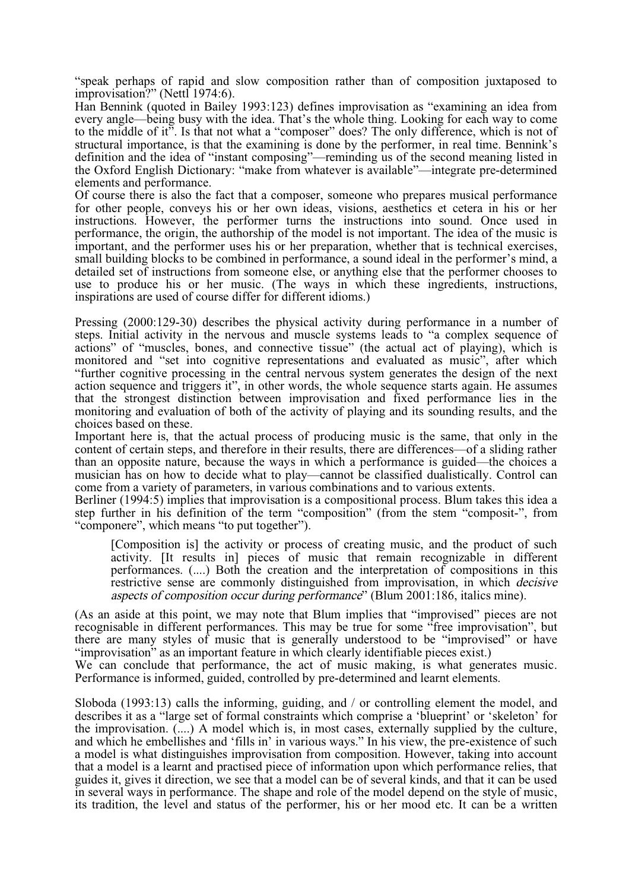"speak perhaps of rapid and slow composition rather than of composition juxtaposed to improvisation?" (Nettl 1974:6).

Han Bennink (quoted in Bailey 1993:123) defines improvisation as "examining an idea from every angle—being busy with the idea. That's the whole thing. Looking for each way to come to the middle of it". Is that not what a "composer" does? The only difference, which is not of structural importance, is that the examining is done by the performer, in real time. Bennink's definition and the idea of "instant composing"—reminding us of the second meaning listed in the Oxford English Dictionary: "make from whatever is available"—integrate pre-determined elements and performance.

Of course there is also the fact that a composer, someone who prepares musical performance for other people, conveys his or her own ideas, visions, aesthetics et cetera in his or her instructions. However, the performer turns the instructions into sound. Once used in performance, the origin, the authorship of the model is not important. The idea of the music is important, and the performer uses his or her preparation, whether that is technical exercises, small building blocks to be combined in performance, a sound ideal in the performer's mind, a detailed set of instructions from someone else, or anything else that the performer chooses to use to produce his or her music. (The ways in which these ingredients, instructions, inspirations are used of course differ for different idioms.)

Pressing (2000:129-30) describes the physical activity during performance in a number of steps. Initial activity in the nervous and muscle systems leads to "a complex sequence of actions" of "muscles, bones, and connective tissue" (the actual act of playing), which is monitored and "set into cognitive representations and evaluated as music", after which "further cognitive processing in the central nervous system generates the design of the next action sequence and triggers it", in other words, the whole sequence starts again. He assumes that the strongest distinction between improvisation and fixed performance lies in the monitoring and evaluation of both of the activity of playing and its sounding results, and the choices based on these.

Important here is, that the actual process of producing music is the same, that only in the content of certain steps, and therefore in their results, there are differences—of a sliding rather than an opposite nature, because the ways in which a performance is guided—the choices a musician has on how to decide what to play—cannot be classified dualistically. Control can come from a variety of parameters, in various combinations and to various extents.

Berliner (1994:5) implies that improvisation is a compositional process. Blum takes this idea a step further in his definition of the term "composition" (from the stem "composit-", from "componere", which means "to put together").

> [Composition is] the activity or process of creating music, and the product of such activity. [It results in] pieces of music that remain recognizable in different performances. (....) Both the creation and the interpretation of compositions in this restrictive sense are commonly distinguished from improvisation, in which *decisive aspects of composition occur during performance*" (Blum 2001:186, italics mine).

(As an aside at this point, we may note that Blum implies that "improvised" pieces are not recognisable in different performances. This may be true for some "free improvisation", but there are many styles of music that is generally understood to be "improvised" or have "improvisation" as an important feature in which clearly identifiable pieces exist.)

We can conclude that performance, the act of music making, is what generates music. Performance is informed, guided, controlled by pre-determined and learnt elements.

Sloboda (1993:13) calls the informing, guiding, and / or controlling element the model, and describes it as a "large set of formal constraints which comprise a 'blueprint' or 'skeleton' for the improvisation. (....) A model which is, in most cases, externally supplied by the culture, and which he embellishes and 'fills in' in various ways." In his view, the pre-existence of such a model is what distinguishes improvisation from composition. However, taking into account that a model is a learnt and practised piece of information upon which performance relies, that guides it, gives it direction, we see that a model can be of several kinds, and that it can be used in several ways in performance. The shape and role of the model depend on the style of music, its tradition, the level and status of the performer, his or her mood etc. It can be a written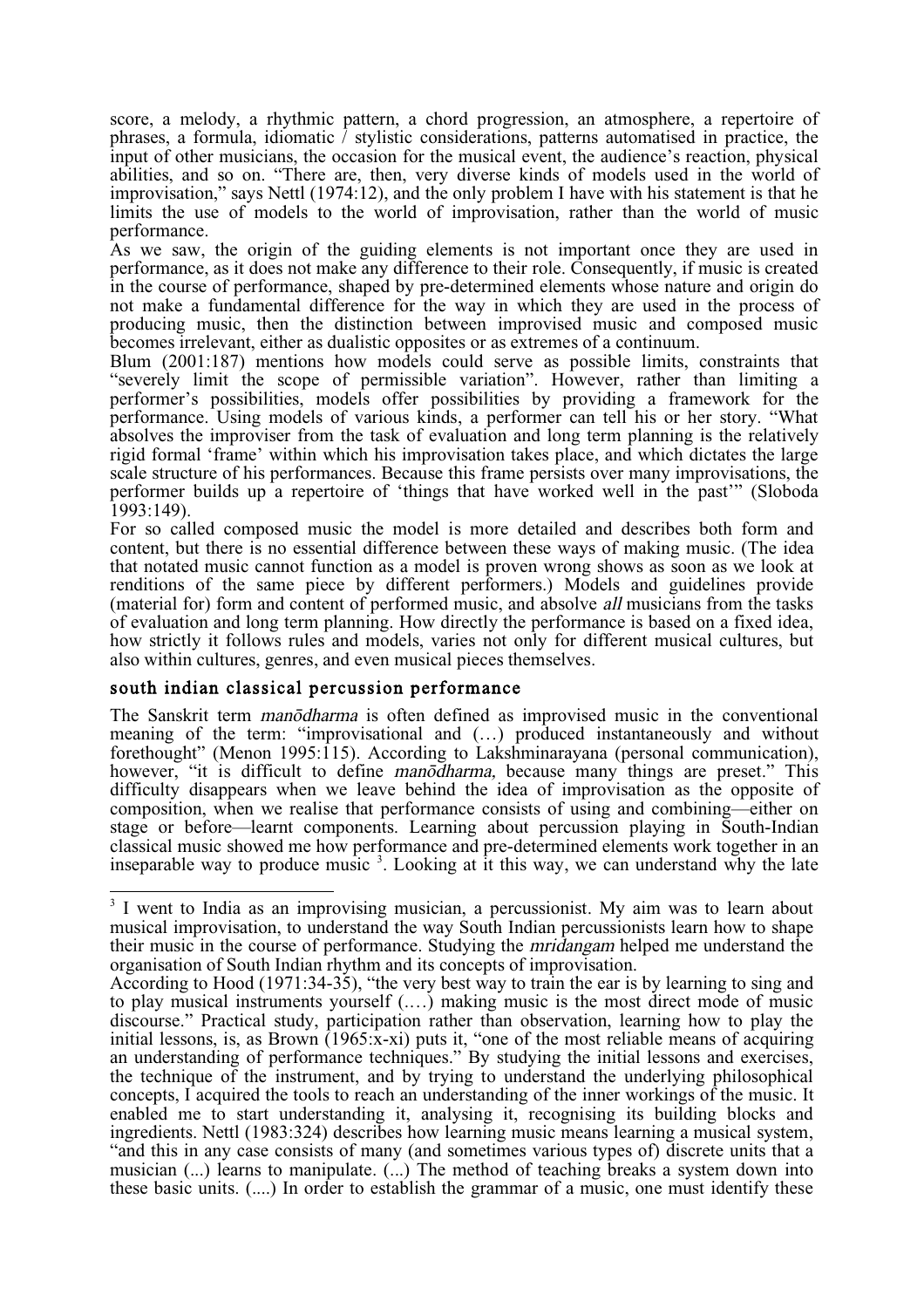score, a melody, a rhythmic pattern, a chord progression, an atmosphere, a repertoire of phrases, a formula, idiomatic / stylistic considerations, patterns automatised in practice, the input of other musicians, the occasion for the musical event, the audience's reaction, physical abilities, and so on. "There are, then, very diverse kinds of models used in the world of improvisation," says Nettl (1974:12), and the only problem I have with his statement is that he limits the use of models to the world of improvisation, rather than the world of music performance.

As we saw, the origin of the guiding elements is not important once they are used in performance, as it does not make any difference to their role. Consequently, if music is created in the course of performance, shaped by pre-determined elements whose nature and origin do not make a fundamental difference for the way in which they are used in the process of producing music, then the distinction between improvised music and composed music becomes irrelevant, either as dualistic opposites or as extremes of a continuum.

Blum (2001:187) mentions how models could serve as possible limits, constraints that "severely limit the scope of permissible variation". However, rather than limiting a performer's possibilities, models offer possibilities by providing a framework for the performance. Using models of various kinds, a performer can tell his or her story. "What absolves the improviser from the task of evaluation and long term planning is the relatively rigid formal 'frame' within which his improvisation takes place, and which dictates the large scale structure of his performances. Because this frame persists over many improvisations, the performer builds up a repertoire of 'things that have worked well in the past'" (Sloboda 1993:149).

For so called composed music the model is more detailed and describes both form and content, but there is no essential difference between these ways of making music. (The idea that notated music cannot function as a model is proven wrong shows as soon as we look at renditions of the same piece by different performers.) Models and guidelines provide (material for) form and content of performed music, and absolve *all* musicians from the tasks of evaluation and long term planning. How directly the performance is based on a fixed idea, how strictly it follows rules and models, varies not only for different musical cultures, but also within cultures, genres, and even musical pieces themselves.

## south indian classical percussion performance

The Sanskrit term *manōdharma* is often defined as improvised music in the conventional meaning of the term: "improvisational and (…) produced instantaneously and without forethought" (Menon 1995:115). According to Lakshminarayana (personal communication), however, "it is difficult to define *manōdharma*, because many things are preset." This difficulty disappears when we leave behind the idea of improvisation as the opposite of composition, when we realise that performance consists of using and combining—either on stage or before—learnt components. Learning about percussion playing in South-Indian classical music showed me how performance and pre-determined elements work together in an inseparable way to produce music [3]. Looking at it this way, we can understand why the late

---

[3] I went to India as an improvising musician, a percussionist. My aim was to learn about musical improvisation, to understand the way South Indian percussionists learn how to shape their music in the course of performance. Studying the *mridangam* helped me understand the organisation of South Indian rhythm and its concepts of improvisation.

According to Hood (1971:34-35), "the very best way to train the ear is by learning to sing and to play musical instruments yourself (.…) making music is the most direct mode of music discourse." Practical study, participation rather than observation, learning how to play the initial lessons, is, as Brown (1965:x-xi) puts it, "one of the most reliable means of acquiring an understanding of performance techniques." By studying the initial lessons and exercises, the technique of the instrument, and by trying to understand the underlying philosophical concepts, I acquired the tools to reach an understanding of the inner workings of the music. It enabled me to start understanding it, analysing it, recognising its building blocks and ingredients. Nettl (1983:324) describes how learning music means learning a musical system, "and this in any case consists of many (and sometimes various types of) discrete units that a musician (...) learns to manipulate. (...) The method of teaching breaks a system down into these basic units. (....) In order to establish the grammar of a music, one must identify these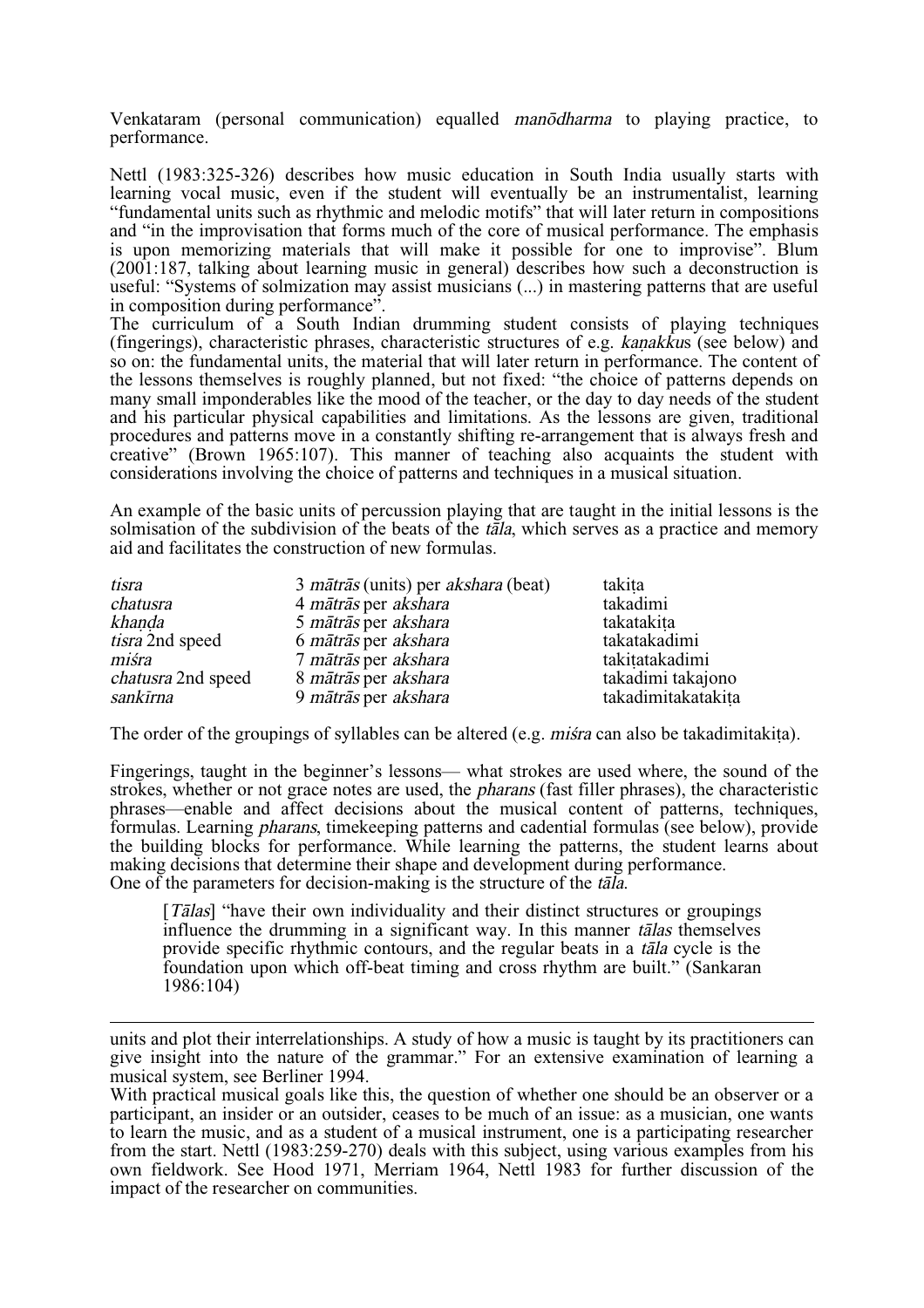Venkataram (personal communication) equalled *manōdharma* to playing practice, to performance.

Nettl (1983:325-326) describes how music education in South India usually starts with learning vocal music, even if the student will eventually be an instrumentalist, learning "fundamental units such as rhythmic and melodic motifs" that will later return in compositions and "in the improvisation that forms much of the core of musical performance. The emphasis is upon memorizing materials that will make it possible for one to improvise". Blum (2001:187, talking about learning music in general) describes how such a deconstruction is useful: "Systems of solmization may assist musicians (...) in mastering patterns that are useful in composition during performance".

The curriculum of a South Indian drumming student consists of playing techniques (fingerings), characteristic phrases, characteristic structures of e.g. *kaṇakku*s (see below) and so on: the fundamental units, the material that will later return in performance. The content of the lessons themselves is roughly planned, but not fixed: "the choice of patterns depends on many small imponderables like the mood of the teacher, or the day to day needs of the student and his particular physical capabilities and limitations. As the lessons are given, traditional procedures and patterns move in a constantly shifting re-arrangement that is always fresh and creative" (Brown 1965:107). This manner of teaching also acquaints the student with considerations involving the choice of patterns and techniques in a musical situation.

An example of the basic units of percussion playing that are taught in the initial lessons is the solmisation of the subdivision of the beats of the *tāla*, which serves as a practice and memory aid and facilitates the construction of new formulas.

| | | |
|---|---|---|
| *tisra* | 3 *mātrās* (units) per *akshara* (beat) | takiṭa |
| *chatusra* | 4 *mātrās* per *akshara* | takadimi |
| *khaṇḍa* | 5 *mātrās* per *akshara* | takatakiṭa |
| *tisra* 2nd speed | 6 *mātrās* per *akshara* | takatakadimi |
| *miśra* | 7 *mātrās* per *akshara* | takiṭatakadimi |
| *chatusra* 2nd speed | 8 *mātrās* per *akshara* | takadimi takajono |
| *sankīrna* | 9 *mātrās* per *akshara* | takadimitakatakiṭa |

The order of the groupings of syllables can be altered (e.g. *miśra* can also be takadimitakiṭa).

Fingerings, taught in the beginner's lessons— what strokes are used where, the sound of the strokes, whether or not grace notes are used, the *pharans* (fast filler phrases), the characteristic phrases—enable and affect decisions about the musical content of patterns, techniques, formulas. Learning *pharans*, timekeeping patterns and cadential formulas (see below), provide the building blocks for performance. While learning the patterns, the student learns about making decisions that determine their shape and development during performance.
One of the parameters for decision-making is the structure of the *tāla*.

> [*Tālas*] "have their own individuality and their distinct structures or groupings influence the drumming in a significant way. In this manner *tālas* themselves provide specific rhythmic contours, and the regular beats in a *tāla* cycle is the foundation upon which off-beat timing and cross rhythm are built." (Sankaran 1986:104)

---

units and plot their interrelationships. A study of how a music is taught by its practitioners can give insight into the nature of the grammar." For an extensive examination of learning a musical system, see Berliner 1994.
With practical musical goals like this, the question of whether one should be an observer or a participant, an insider or an outsider, ceases to be much of an issue: as a musician, one wants to learn the music, and as a student of a musical instrument, one is a participating researcher from the start. Nettl (1983:259-270) deals with this subject, using various examples from his own fieldwork. See Hood 1971, Merriam 1964, Nettl 1983 for further discussion of the impact of the researcher on communities.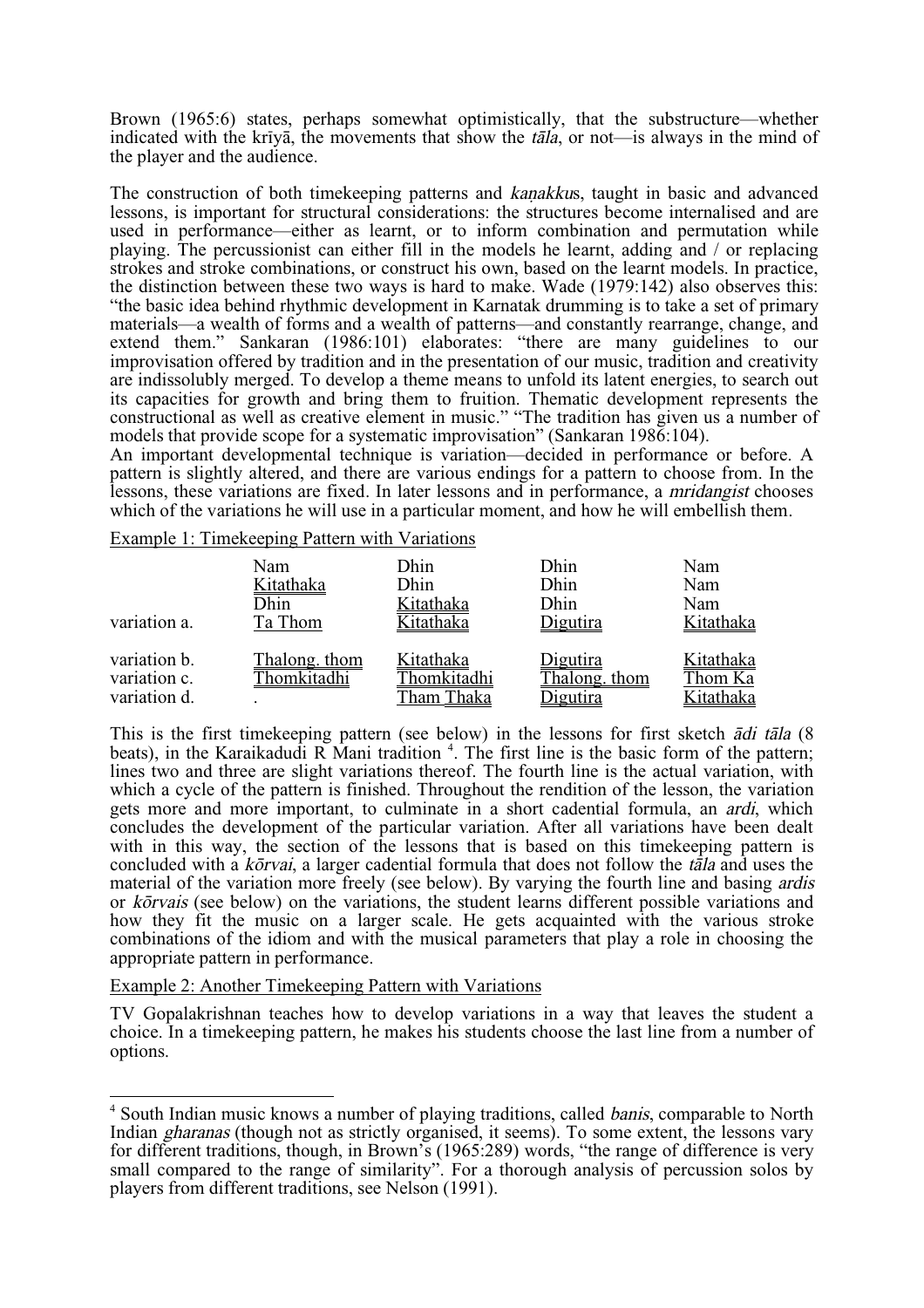Brown (1965:6) states, perhaps somewhat optimistically, that the substructure—whether indicated with the krīyā, the movements that show the *tāla*, or not—is always in the mind of the player and the audience.

The construction of both timekeeping patterns and *kaṇakku*s, taught in basic and advanced lessons, is important for structural considerations: the structures become internalised and are used in performance—either as learnt, or to inform combination and permutation while playing. The percussionist can either fill in the models he learnt, adding and / or replacing strokes and stroke combinations, or construct his own, based on the learnt models. In practice, the distinction between these two ways is hard to make. Wade (1979:142) also observes this: "the basic idea behind rhythmic development in Karnatak drumming is to take a set of primary materials—a wealth of forms and a wealth of patterns—and constantly rearrange, change, and extend them." Sankaran (1986:101) elaborates: "there are many guidelines to our improvisation offered by tradition and in the presentation of our music, tradition and creativity are indissolubly merged. To develop a theme means to unfold its latent energies, to search out its capacities for growth and bring them to fruition. Thematic development represents the constructional as well as creative element in music." "The tradition has given us a number of models that provide scope for a systematic improvisation" (Sankaran 1986:104).
An important developmental technique is variation—decided in performance or before. A pattern is slightly altered, and there are various endings for a pattern to choose from. In the lessons, these variations are fixed. In later lessons and in performance, a *mridangist* chooses which of the variations he will use in a particular moment, and how he will embellish them.

Example 1: Timekeeping Pattern with Variations

| | | | | |
|---|---|---|---|---|
| | Nam | Dhin | Dhin | Nam |
| | Kitathaka | Dhin | Dhin | Nam |
| | Dhin | Kitathaka | Dhin | Nam |
| variation a. | Ta Thom | Kitathaka | Digutira | Kitathaka |
| variation b. | Thalong. thom | Kitathaka | Digutira | Kitathaka |
| variation c. | Thomkitadhi | Thomkitadhi | Thalong. thom | Thom Ka |
| variation d. | . | Tham Thaka | Digutira | Kitathaka |

This is the first timekeeping pattern (see below) in the lessons for first sketch *ādi tāla* (8 beats), in the Karaikadudi R Mani tradition [4]. The first line is the basic form of the pattern; lines two and three are slight variations thereof. The fourth line is the actual variation, with which a cycle of the pattern is finished. Throughout the rendition of the lesson, the variation gets more and more important, to culminate in a short cadential formula, an *ardi*, which concludes the development of the particular variation. After all variations have been dealt with in this way, the section of the lessons that is based on this timekeeping pattern is concluded with a *kōrvai*, a larger cadential formula that does not follow the *tāla* and uses the material of the variation more freely (see below). By varying the fourth line and basing *ardis* or *kōrvais* (see below) on the variations, the student learns different possible variations and how they fit the music on a larger scale. He gets acquainted with the various stroke combinations of the idiom and with the musical parameters that play a role in choosing the appropriate pattern in performance.

Example 2: Another Timekeeping Pattern with Variations

TV Gopalakrishnan teaches how to develop variations in a way that leaves the student a choice. In a timekeeping pattern, he makes his students choose the last line from a number of options.

[4] South Indian music knows a number of playing traditions, called *banis*, comparable to North Indian *gharanas* (though not as strictly organised, it seems). To some extent, the lessons vary for different traditions, though, in Brown's (1965:289) words, "the range of difference is very small compared to the range of similarity". For a thorough analysis of percussion solos by players from different traditions, see Nelson (1991).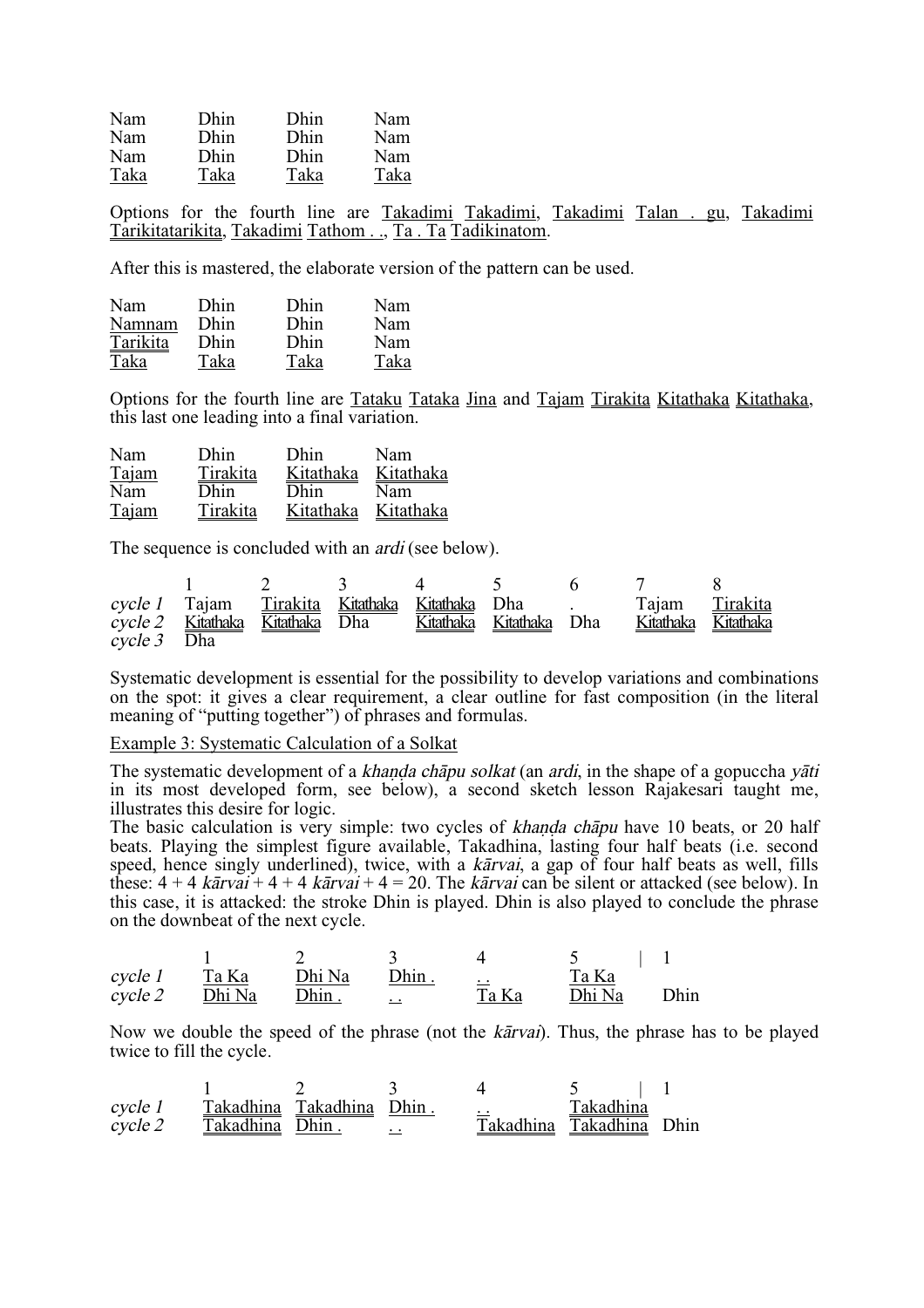| | | | |
|---|---|---|---|
| Nam | Dhin | Dhin | Nam |
| Nam | Dhin | Dhin | Nam |
| Nam | Dhin | Dhin | Nam |
| Taka | Taka | Taka | Taka |

Options for the fourth line are Takadimi Takadimi, Takadimi Talan . gu, Takadimi Tarikitatarikita, Takadimi Tathom . ., Ta . Ta Tadikinatom.

After this is mastered, the elaborate version of the pattern can be used.

| | | | |
|---|---|---|---|
| Nam | Dhin | Dhin | Nam |
| Namnam | Dhin | Dhin | Nam |
| Tarikita | Dhin | Dhin | Nam |
| Taka | Taka | Taka | Taka |

Options for the fourth line are Tataku Tataka Jina and Tajam Tirakita Kitathaka Kitathaka, this last one leading into a final variation.

| | | | |
|---|---|---|---|
| Nam | Dhin | Dhin | Nam |
| Tajam | Tirakita | Kitathaka | Kitathaka |
| Nam | Dhin | Dhin | Nam |
| Tajam | Tirakita | Kitathaka | Kitathaka |

The sequence is concluded with an *ardi* (see below).

| | 1 | 2 | 3 | 4 | 5 | 6 | 7 | 8 |
|---|---|---|---|---|---|---|---|---|
| *cycle 1* | Tajam | Tirakita | Kitathaka | Kitathaka | Dha | . | Tajam | Tirakita |
| *cycle 2* | Kitathaka | Kitathaka | Dha | Kitathaka | Kitathaka | Dha | Kitathaka | Kitathaka |
| *cycle 3* | Dha | | | | | | | |

Systematic development is essential for the possibility to develop variations and combinations on the spot: it gives a clear requirement, a clear outline for fast composition (in the literal meaning of "putting together") of phrases and formulas.

Example 3: Systematic Calculation of a Solkat

The systematic development of a *khaṇḍa chāpu solkat* (an *ardi*, in the shape of a gopuccha *yāti* in its most developed form, see below), a second sketch lesson Rajakesari taught me, illustrates this desire for logic.
The basic calculation is very simple: two cycles of *khaṇḍa chāpu* have 10 beats, or 20 half beats. Playing the simplest figure available, Takadhina, lasting four half beats (i.e. second speed, hence singly underlined), twice, with a *kārvai*, a gap of four half beats as well, fills these: 4 + 4 *kārvai* + 4 + 4 *kārvai* + 4 = 20. The *kārvai* can be silent or attacked (see below). In this case, it is attacked: the stroke Dhin is played. Dhin is also played to conclude the phrase on the downbeat of the next cycle.

| | 1 | 2 | 3 | 4 | 5 | \| 1 |
|---|---|---|---|---|---|---|
| *cycle 1* | Ta Ka | Dhi Na | Dhin . | . . | Ta Ka | |
| *cycle 2* | Dhi Na | Dhin . | . . | Ta Ka | Dhi Na | Dhin |

Now we double the speed of the phrase (not the *kārvai*). Thus, the phrase has to be played twice to fill the cycle.

| | 1 | 2 | 3 | 4 | 5 | \| 1 |
|---|---|---|---|---|---|---|
| *cycle 1* | Takadhina | Takadhina | Dhin . | . . | Takadhina | |
| *cycle 2* | Takadhina | Dhin . | . . | Takadhina | Takadhina | Dhin |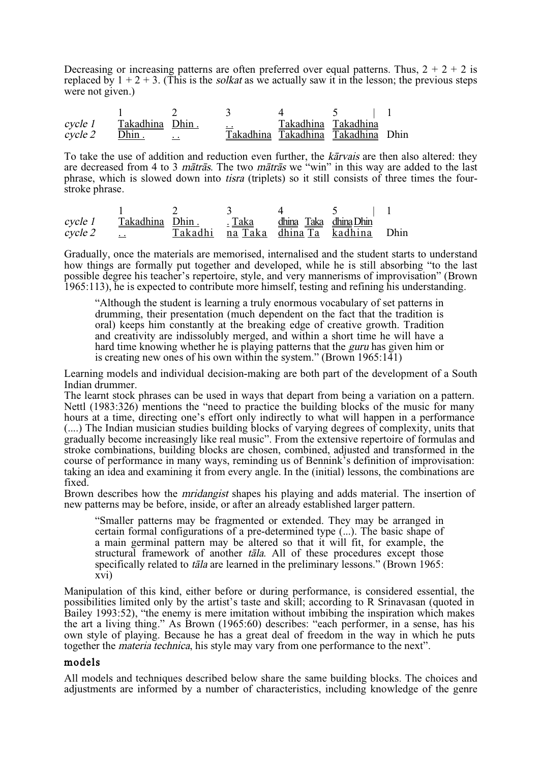Decreasing or increasing patterns are often preferred over equal patterns. Thus, 2 + 2 + 2 is replaced by 1 + 2 + 3. (This is the *solkat* as we actually saw it in the lesson; the previous steps were not given.)

| | 1 | 2 | 3 | 4 | 5 | \| 1 |
|---|---|---|---|---|---|---|
| *cycle 1* | Takadhina | Dhin . | . . | Takadhina | Takadhina | |
| *cycle 2* | Dhin . | . . | Takadhina | Takadhina | Takadhina | Dhin |

To take the use of addition and reduction even further, the *kārvais* are then also altered: they are decreased from 4 to 3 *mātrās*. The two *mātrās* we "win" in this way are added to the last phrase, which is slowed down into *tisra* (triplets) so it still consists of three times the four-stroke phrase.

| | 1 | 2 | 3 | 4 | 5 | \| 1 |
|---|---|---|---|---|---|---|
| *cycle 1* | Takadhina | Dhin . | . Taka | dhina Taka | dhina Dhin | |
| *cycle 2* | . . | Takadhi | na Taka | dhina Ta | kadhina | Dhin |

Gradually, once the materials are memorised, internalised and the student starts to understand how things are formally put together and developed, while he is still absorbing "to the last possible degree his teacher's repertoire, style, and very mannerisms of improvisation" (Brown 1965:113), he is expected to contribute more himself, testing and refining his understanding.

> "Although the student is learning a truly enormous vocabulary of set patterns in drumming, their presentation (much dependent on the fact that the tradition is oral) keeps him constantly at the breaking edge of creative growth. Tradition and creativity are indissolubly merged, and within a short time he will have a hard time knowing whether he is playing patterns that the *guru* has given him or is creating new ones of his own within the system." (Brown 1965:141)

Learning models and individual decision-making are both part of the development of a South Indian drummer.

The learnt stock phrases can be used in ways that depart from being a variation on a pattern. Nettl (1983:326) mentions the "need to practice the building blocks of the music for many hours at a time, directing one's effort only indirectly to what will happen in a performance (....) The Indian musician studies building blocks of varying degrees of complexity, units that gradually become increasingly like real music". From the extensive repertoire of formulas and stroke combinations, building blocks are chosen, combined, adjusted and transformed in the course of performance in many ways, reminding us of Bennink's definition of improvisation: taking an idea and examining it from every angle. In the (initial) lessons, the combinations are fixed.

Brown describes how the *mridangist* shapes his playing and adds material. The insertion of new patterns may be before, inside, or after an already established larger pattern.

> "Smaller patterns may be fragmented or extended. They may be arranged in certain formal configurations of a pre-determined type (...). The basic shape of a main germinal pattern may be altered so that it will fit, for example, the structural framework of another *tāla*. All of these procedures except those specifically related to *tāla* are learned in the preliminary lessons." (Brown 1965: xvi)

Manipulation of this kind, either before or during performance, is considered essential, the possibilities limited only by the artist's taste and skill; according to R Srinavasan (quoted in Bailey 1993:52), "the enemy is mere imitation without imbibing the inspiration which makes the art a living thing." As Brown (1965:60) describes: "each performer, in a sense, has his own style of playing. Because he has a great deal of freedom in the way in which he puts together the *materia technica*, his style may vary from one performance to the next".

## models

All models and techniques described below share the same building blocks. The choices and adjustments are informed by a number of characteristics, including knowledge of the genre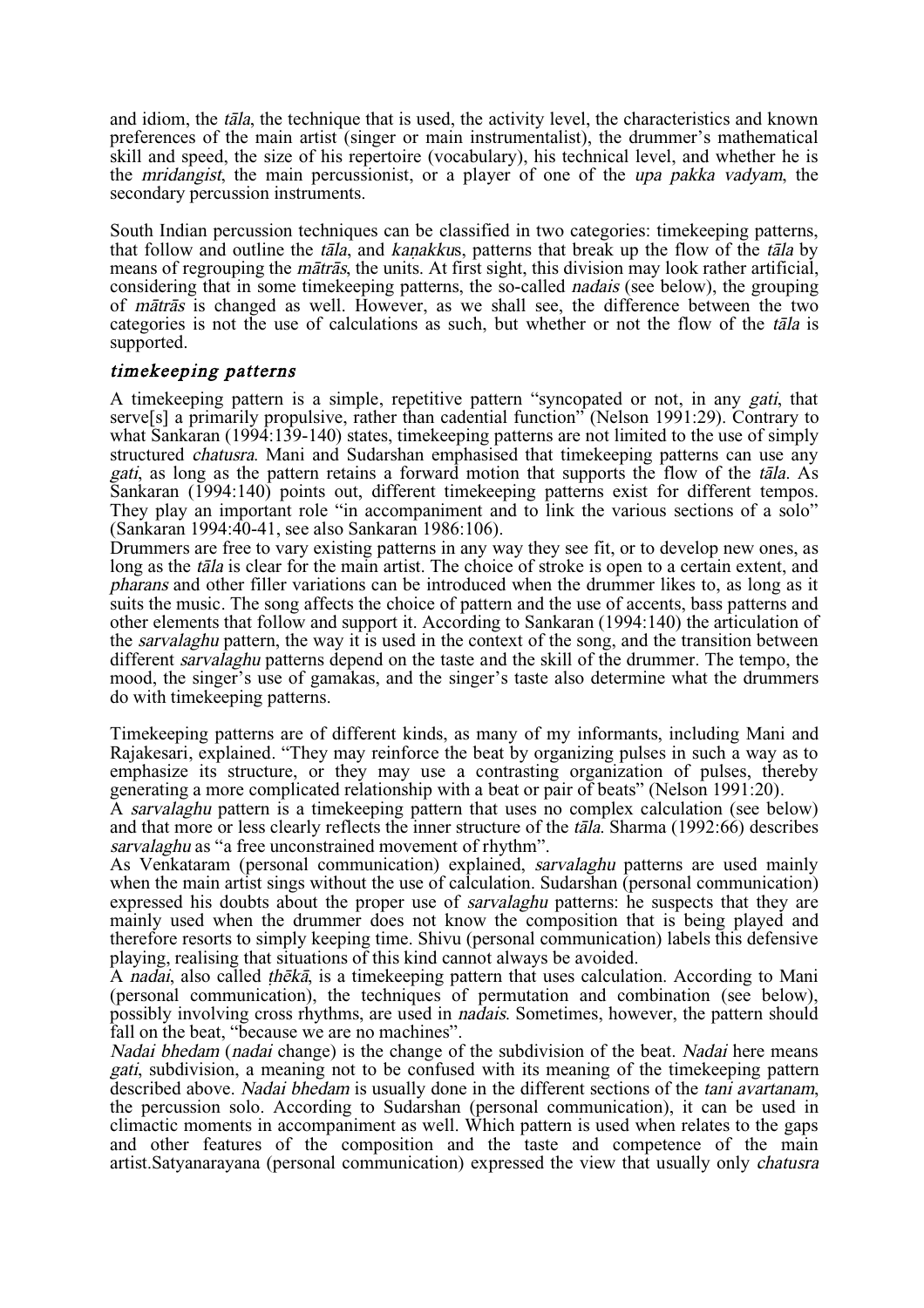and idiom, the *tāla*, the technique that is used, the activity level, the characteristics and known preferences of the main artist (singer or main instrumentalist), the drummer's mathematical skill and speed, the size of his repertoire (vocabulary), his technical level, and whether he is the *mridangist*, the main percussionist, or a player of one of the *upa pakka vadyam*, the secondary percussion instruments.

South Indian percussion techniques can be classified in two categories: timekeeping patterns, that follow and outline the *tāla*, and *kaṇakku*s, patterns that break up the flow of the *tāla* by means of regrouping the *mātrās*, the units. At first sight, this division may look rather artificial, considering that in some timekeeping patterns, the so-called *nadais* (see below), the grouping of *mātrās* is changed as well. However, as we shall see, the difference between the two categories is not the use of calculations as such, but whether or not the flow of the *tāla* is supported.

### *timekeeping patterns*

A timekeeping pattern is a simple, repetitive pattern "syncopated or not, in any *gati*, that serve[s] a primarily propulsive, rather than cadential function" (Nelson 1991:29). Contrary to what Sankaran (1994:139-140) states, timekeeping patterns are not limited to the use of simply structured *chatusra*. Mani and Sudarshan emphasised that timekeeping patterns can use any *gati*, as long as the pattern retains a forward motion that supports the flow of the *tāla*. As Sankaran (1994:140) points out, different timekeeping patterns exist for different tempos. They play an important role "in accompaniment and to link the various sections of a solo" (Sankaran 1994:40-41, see also Sankaran 1986:106).

Drummers are free to vary existing patterns in any way they see fit, or to develop new ones, as long as the *tāla* is clear for the main artist. The choice of stroke is open to a certain extent, and *pharans* and other filler variations can be introduced when the drummer likes to, as long as it suits the music. The song affects the choice of pattern and the use of accents, bass patterns and other elements that follow and support it. According to Sankaran (1994:140) the articulation of the *sarvalaghu* pattern, the way it is used in the context of the song, and the transition between different *sarvalaghu* patterns depend on the taste and the skill of the drummer. The tempo, the mood, the singer's use of gamakas, and the singer's taste also determine what the drummers do with timekeeping patterns.

Timekeeping patterns are of different kinds, as many of my informants, including Mani and Rajakesari, explained. "They may reinforce the beat by organizing pulses in such a way as to emphasize its structure, or they may use a contrasting organization of pulses, thereby generating a more complicated relationship with a beat or pair of beats" (Nelson 1991:20).

A *sarvalaghu* pattern is a timekeeping pattern that uses no complex calculation (see below) and that more or less clearly reflects the inner structure of the *tāla*. Sharma (1992:66) describes *sarvalaghu* as "a free unconstrained movement of rhythm".

As Venkataram (personal communication) explained, *sarvalaghu* patterns are used mainly when the main artist sings without the use of calculation. Sudarshan (personal communication) expressed his doubts about the proper use of *sarvalaghu* patterns: he suspects that they are mainly used when the drummer does not know the composition that is being played and therefore resorts to simply keeping time. Shivu (personal communication) labels this defensive playing, realising that situations of this kind cannot always be avoided.

A *nadai*, also called *ṭhēkā*, is a timekeeping pattern that uses calculation. According to Mani (personal communication), the techniques of permutation and combination (see below), possibly involving cross rhythms, are used in *nadais*. Sometimes, however, the pattern should fall on the beat, "because we are no machines".

*Nadai bhedam* (*nadai* change) is the change of the subdivision of the beat. *Nadai* here means *gati*, subdivision, a meaning not to be confused with its meaning of the timekeeping pattern described above. *Nadai bhedam* is usually done in the different sections of the *tani avartanam*, the percussion solo. According to Sudarshan (personal communication), it can be used in climactic moments in accompaniment as well. Which pattern is used when relates to the gaps and other features of the composition and the taste and competence of the main artist.Satyanarayana (personal communication) expressed the view that usually only *chatusra*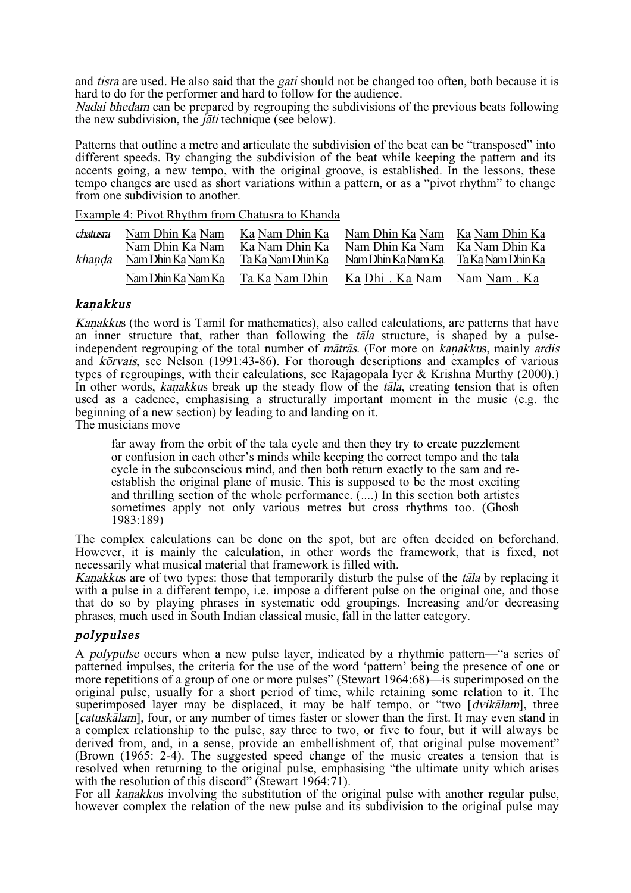and *tisra* are used. He also said that the *gati* should not be changed too often, both because it is hard to do for the performer and hard to follow for the audience.
*Nadai bhedam* can be prepared by regrouping the subdivisions of the previous beats following the new subdivision, the *jāti* technique (see below).

Patterns that outline a metre and articulate the subdivision of the beat can be "transposed" into different speeds. By changing the subdivision of the beat while keeping the pattern and its accents going, a new tempo, with the original groove, is established. In the lessons, these tempo changes are used as short variations within a pattern, or as a "pivot rhythm" to change from one subdivision to another.

Example 4: Pivot Rhythm from Chatusra to Khaṇḍa

| | | | | |
|---|---|---|---|---|
| *chatusra* | Nam Dhin Ka Nam | Ka Nam Dhin Ka | Nam Dhin Ka Nam | Ka Nam Dhin Ka |
| | Nam Dhin Ka Nam | Ka Nam Dhin Ka | Nam Dhin Ka Nam | Ka Nam Dhin Ka |
| *khaṇḍa* | Nam Dhin Ka Nam Ka | Ta Ka Nam Dhin Ka | Nam Dhin Ka Nam Ka | Ta Ka Nam Dhin Ka |
| | Nam Dhin Ka Nam Ka | Ta Ka Nam Dhin | Ka Dhi . Ka Nam | Nam Nam . Ka |

## *kaṇakkus*

*Kaṇakku*s (the word is Tamil for mathematics), also called calculations, are patterns that have an inner structure that, rather than following the *tāla* structure, is shaped by a pulse-independent regrouping of the total number of *mātrās*. (For more on *kaṇakku*s, mainly *ardis* and *kōrvais*, see Nelson (1991:43-86). For thorough descriptions and examples of various types of regroupings, with their calculations, see Rajagopala Iyer & Krishna Murthy (2000).) In other words, *kaṇakku*s break up the steady flow of the *tāla*, creating tension that is often used as a cadence, emphasising a structurally important moment in the music (e.g. the beginning of a new section) by leading to and landing on it.
The musicians move

> far away from the orbit of the tala cycle and then they try to create puzzlement or confusion in each other's minds while keeping the correct tempo and the tala cycle in the subconscious mind, and then both return exactly to the sam and re-establish the original plane of music. This is supposed to be the most exciting and thrilling section of the whole performance. (....) In this section both artistes sometimes apply not only various metres but cross rhythms too. (Ghosh 1983:189)

The complex calculations can be done on the spot, but are often decided on beforehand. However, it is mainly the calculation, in other words the framework, that is fixed, not necessarily what musical material that framework is filled with.
*Kaṇakku*s are of two types: those that temporarily disturb the pulse of the *tāla* by replacing it with a pulse in a different tempo, i.e. impose a different pulse on the original one, and those that do so by playing phrases in systematic odd groupings. Increasing and/or decreasing phrases, much used in South Indian classical music, fall in the latter category.

## *polypulses*

A *polypulse* occurs when a new pulse layer, indicated by a rhythmic pattern—"a series of patterned impulses, the criteria for the use of the word 'pattern' being the presence of one or more repetitions of a group of one or more pulses" (Stewart 1964:68)—is superimposed on the original pulse, usually for a short period of time, while retaining some relation to it. The superimposed layer may be displaced, it may be half tempo, or "two [*dvikālam*], three [*catuskālam*], four, or any number of times faster or slower than the first. It may even stand in a complex relationship to the pulse, say three to two, or five to four, but it will always be derived from, and, in a sense, provide an embellishment of, that original pulse movement" (Brown (1965: 2-4). The suggested speed change of the music creates a tension that is resolved when returning to the original pulse, emphasising "the ultimate unity which arises with the resolution of this discord" (Stewart 1964:71).
For all *kaṇakku*s involving the substitution of the original pulse with another regular pulse, however complex the relation of the new pulse and its subdivision to the original pulse may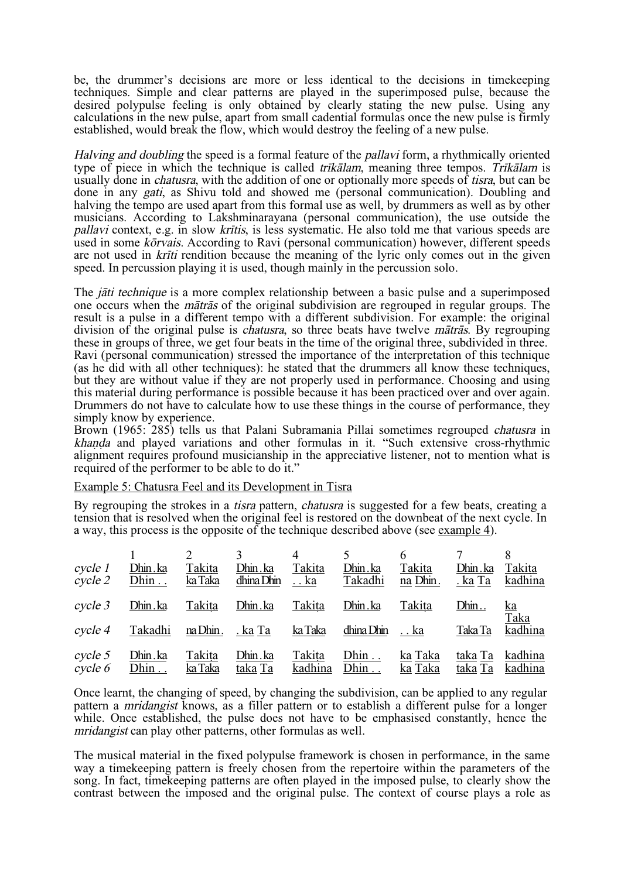be, the drummer's decisions are more or less identical to the decisions in timekeeping techniques. Simple and clear patterns are played in the superimposed pulse, because the desired polypulse feeling is only obtained by clearly stating the new pulse. Using any calculations in the new pulse, apart from small cadential formulas once the new pulse is firmly established, would break the flow, which would destroy the feeling of a new pulse.

*Halving and doubling* the speed is a formal feature of the *pallavi* form, a rhythmically oriented type of piece in which the technique is called *trīkālam*, meaning three tempos. *Trīkālam* is usually done in *chatusra*, with the addition of one or optionally more speeds of *tisra*, but can be done in any *gati*, as Shivu told and showed me (personal communication). Doubling and halving the tempo are used apart from this formal use as well, by drummers as well as by other musicians. According to Lakshminarayana (personal communication), the use outside the *pallavi* context, e.g. in slow *krītis*, is less systematic. He also told me that various speeds are used in some *kōrvais*. According to Ravi (personal communication) however, different speeds are not used in *krīti* rendition because the meaning of the lyric only comes out in the given speed. In percussion playing it is used, though mainly in the percussion solo.

The *jāti technique* is a more complex relationship between a basic pulse and a superimposed one occurs when the *mātrās* of the original subdivision are regrouped in regular groups. The result is a pulse in a different tempo with a different subdivision. For example: the original division of the original pulse is *chatusra*, so three beats have twelve *mātrās*. By regrouping these in groups of three, we get four beats in the time of the original three, subdivided in three. Ravi (personal communication) stressed the importance of the interpretation of this technique (as he did with all other techniques): he stated that the drummers all know these techniques, but they are without value if they are not properly used in performance. Choosing and using this material during performance is possible because it has been practiced over and over again. Drummers do not have to calculate how to use these things in the course of performance, they simply know by experience.
Brown (1965: 285) tells us that Palani Subramania Pillai sometimes regrouped *chatusra* in *khaṇḍa* and played variations and other formulas in it. "Such extensive cross-rhythmic alignment requires profound musicianship in the appreciative listener, not to mention what is required of the performer to be able to do it."

Example 5: Chatusra Feel and its Development in Tisra

By regrouping the strokes in a *tisra* pattern, *chatusra* is suggested for a few beats, creating a tension that is resolved when the original feel is restored on the downbeat of the next cycle. In a way, this process is the opposite of the technique described above (see example 4).

| | 1 | 2 | 3 | 4 | 5 | 6 | 7 | 8 |
|---|---|---|---|---|---|---|---|---|
| *cycle 1* | Dhin . ka | Takiṭa | Dhin . ka | Takiṭa | Dhin . ka | Takiṭa | Dhin . ka | Takiṭa |
| *cycle 2* | Dhin . . | ka Taka | dhina Dhin | . . ka | Takadhi | na Dhin . | . ka Ta | kadhina |
| *cycle 3* | Dhin . ka | Takiṭa | Dhin . ka | Takiṭa | Dhin . ka | Takiṭa | Dhin . . | ka |
| *cycle 4* | Takadhi | na Dhin . | . ka Ta | ka Taka | dhina Dhin | . . ka | Taka Ta | Taka kadhina |
| *cycle 5* | Dhin . ka | Takiṭa | Dhin . ka | Takiṭa | Dhin . . | ka Taka | taka Ta | kadhina |
| *cycle 6* | Dhin . . | ka Taka | taka Ta | kadhina | Dhin . . | ka Taka | taka Ta | kadhina |

Once learnt, the changing of speed, by changing the subdivision, can be applied to any regular pattern a *mridangist* knows, as a filler pattern or to establish a different pulse for a longer while. Once established, the pulse does not have to be emphasised constantly, hence the *mridangist* can play other patterns, other formulas as well.

The musical material in the fixed polypulse framework is chosen in performance, in the same way a timekeeping pattern is freely chosen from the repertoire within the parameters of the song. In fact, timekeeping patterns are often played in the imposed pulse, to clearly show the contrast between the imposed and the original pulse. The context of course plays a role as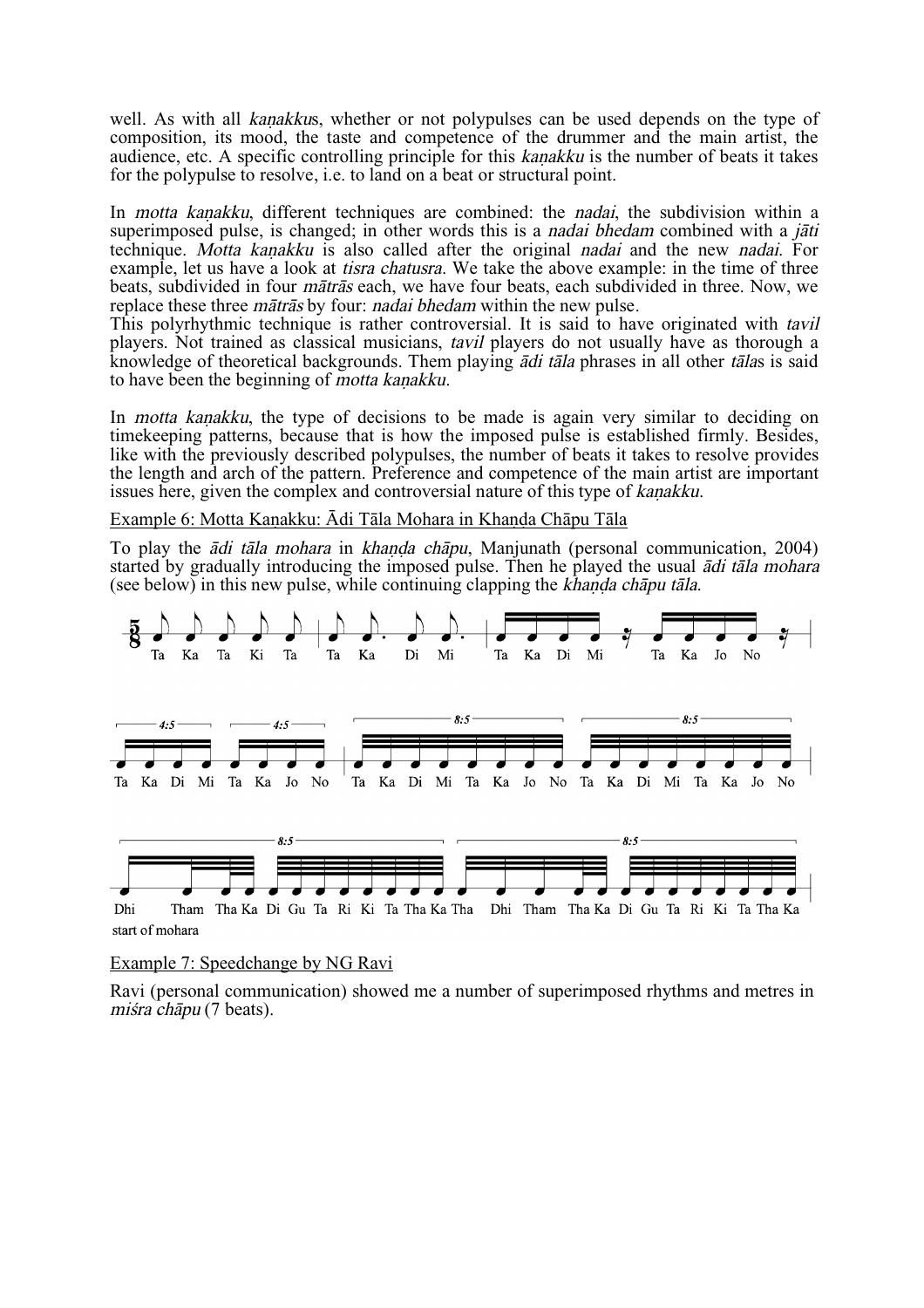well. As with all *kaṇakku*s, whether or not polypulses can be used depends on the type of composition, its mood, the taste and competence of the drummer and the main artist, the audience, etc. A specific controlling principle for this *kaṇakku* is the number of beats it takes for the polypulse to resolve, i.e. to land on a beat or structural point.

In *motta kaṇakku*, different techniques are combined: the *nadai*, the subdivision within a superimposed pulse, is changed; in other words this is a *nadai bhedam* combined with a *jāti* technique. *Motta kaṇakku* is also called after the original *nadai* and the new *nadai*. For example, let us have a look at *tisra chatusra*. We take the above example: in the time of three beats, subdivided in four *mātrās* each, we have four beats, each subdivided in three. Now, we replace these three *mātrās* by four: *nadai bhedam* within the new pulse.

This polyrhythmic technique is rather controversial. It is said to have originated with *tavil* players. Not trained as classical musicians, *tavil* players do not usually have as thorough a knowledge of theoretical backgrounds. Them playing *ādi tāla* phrases in all other *tāla*s is said to have been the beginning of *motta kaṇakku*.

In *motta kaṇakku*, the type of decisions to be made is again very similar to deciding on timekeeping patterns, because that is how the imposed pulse is established firmly. Besides, like with the previously described polypulses, the number of beats it takes to resolve provides the length and arch of the pattern. Preference and competence of the main artist are important issues here, given the complex and controversial nature of this type of *kaṇakku*.

Example 6: Motta Kaṇakku: Ādi Tāla Mohara in Khaṇḍa Chāpu Tāla

To play the *ādi tāla mohara* in *khaṇḍa chāpu*, Manjunath (personal communication, 2004) started by gradually introducing the imposed pulse. Then he played the usual *ādi tāla mohara* (see below) in this new pulse, while continuing clapping the *khaṇḍa chāpu tāla*.

Ta Ka Ta Ki Ta | Ta Ka Di Mi | Ta Ka Di Mi Ta Ka Jo No

4:5 Ta Ka Di Mi | 4:5 Ta Ka Jo No | 8:5 Ta Ka Di Mi Ta Ka Jo No | 8:5 Ta Ka Di Mi Ta Ka Jo No

8:5 Dhi Tham Tha Ka Di Gu Ta Ri Ki Ta Tha Ka Tha | 8:5 Dhi Tham Tha Ka Di Gu Ta Ri Ki Ta Tha Ka

start of mohara

Example 7: Speedchange by NG Ravi

Ravi (personal communication) showed me a number of superimposed rhythms and metres in *miśra chāpu* (7 beats).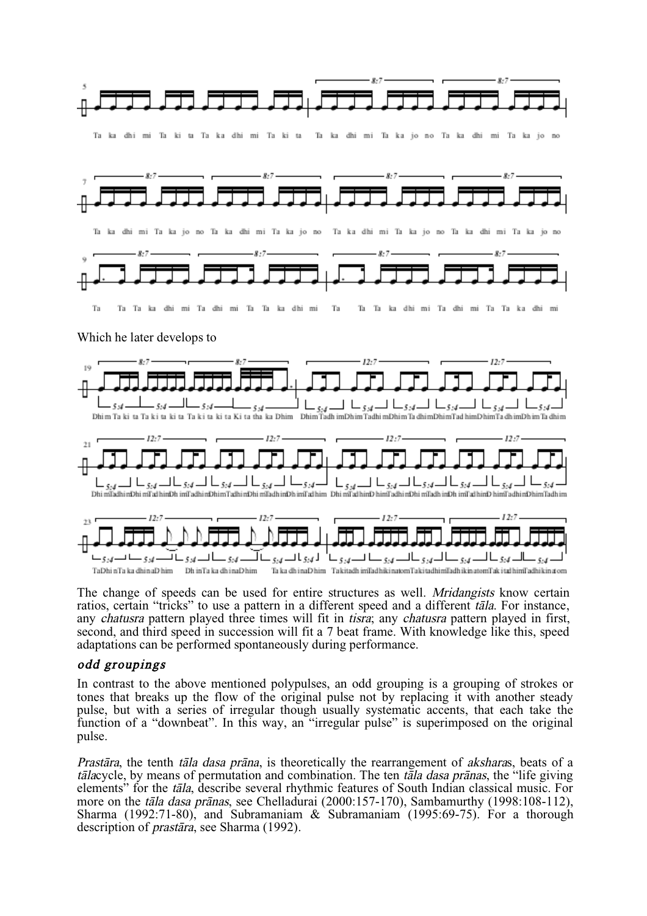Which he later develops to

The change of speeds can be used for entire structures as well. *Mridangists* know certain ratios, certain "tricks" to use a pattern in a different speed and a different *tāla*. For instance, any *chatusra* pattern played three times will fit in *tisra*; any *chatusra* pattern played in first, second, and third speed in succession will fit a 7 beat frame. With knowledge like this, speed adaptations can be performed spontaneously during performance.

### *odd groupings*

In contrast to the above mentioned polypulses, an odd grouping is a grouping of strokes or tones that breaks up the flow of the original pulse not by replacing it with another steady pulse, but with a series of irregular though usually systematic accents, that each take the function of a "downbeat". In this way, an "irregular pulse" is superimposed on the original pulse.

*Prastāra*, the tenth *tāla dasa prāna*, is theoretically the rearrangement of *akshara*s, beats of a *tāla*cycle, by means of permutation and combination. The ten *tāla dasa prānas*, the "life giving elements" for the *tāla*, describe several rhythmic features of South Indian classical music. For more on the *tāla dasa prānas*, see Chelladurai (2000:157-170), Sambamurthy (1998:108-112), Sharma (1992:71-80), and Subramaniam & Subramaniam (1995:69-75). For a thorough description of *prastāra*, see Sharma (1992).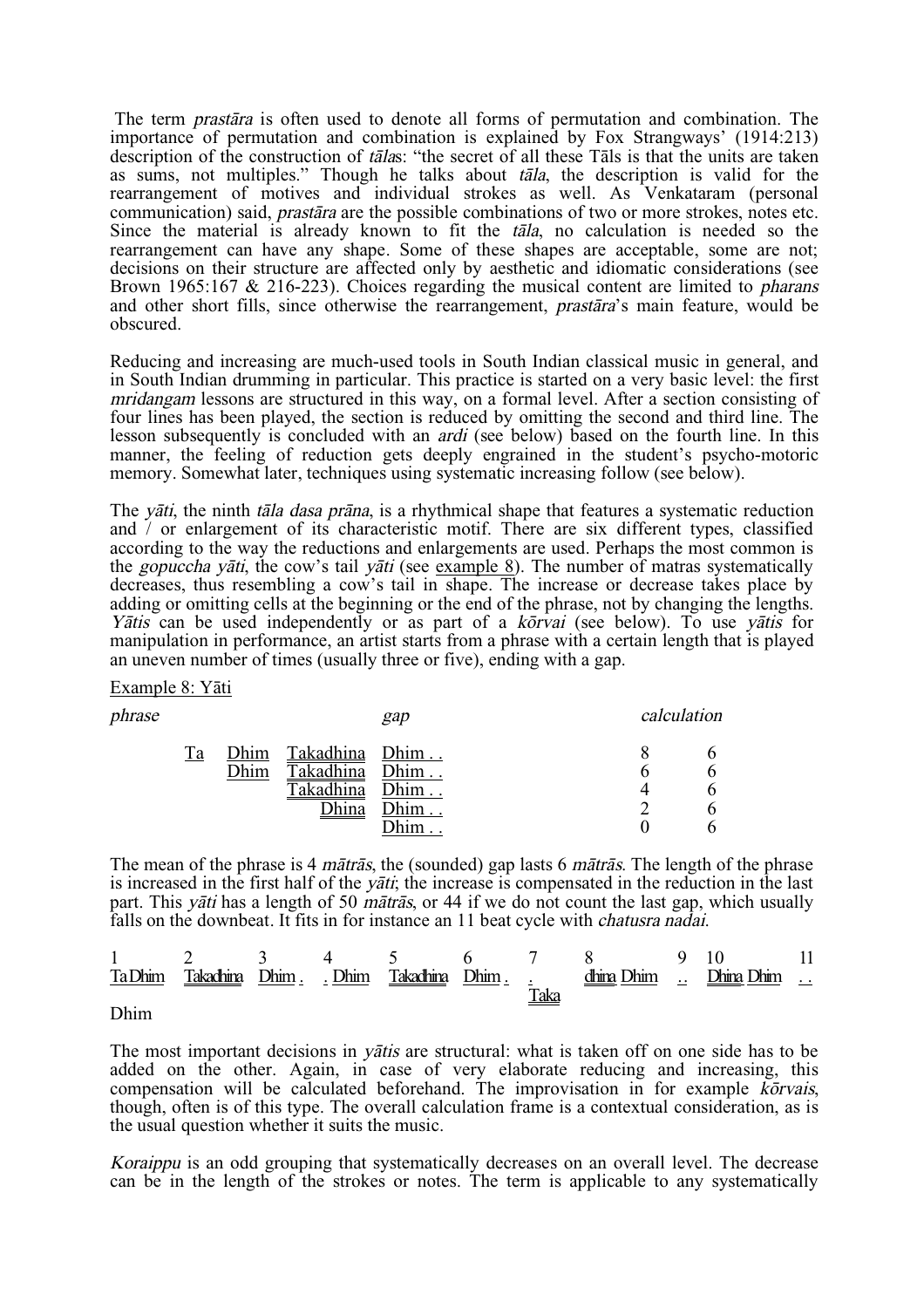The term *prastāra* is often used to denote all forms of permutation and combination. The importance of permutation and combination is explained by Fox Strangways' (1914:213) description of the construction of *tāla*s: "the secret of all these Tāls is that the units are taken as sums, not multiples." Though he talks about *tāla*, the description is valid for the rearrangement of motives and individual strokes as well. As Venkataram (personal communication) said, *prastāra* are the possible combinations of two or more strokes, notes etc. Since the material is already known to fit the *tāla*, no calculation is needed so the rearrangement can have any shape. Some of these shapes are acceptable, some are not; decisions on their structure are affected only by aesthetic and idiomatic considerations (see Brown 1965:167 & 216-223). Choices regarding the musical content are limited to *pharans* and other short fills, since otherwise the rearrangement, *prastāra*'s main feature, would be obscured.

Reducing and increasing are much-used tools in South Indian classical music in general, and in South Indian drumming in particular. This practice is started on a very basic level: the first *mridangam* lessons are structured in this way, on a formal level. After a section consisting of four lines has been played, the section is reduced by omitting the second and third line. The lesson subsequently is concluded with an *ardi* (see below) based on the fourth line. In this manner, the feeling of reduction gets deeply engrained in the student's psycho-motoric memory. Somewhat later, techniques using systematic increasing follow (see below).

The *yāti*, the ninth *tāla dasa prāna*, is a rhythmical shape that features a systematic reduction and / or enlargement of its characteristic motif. There are six different types, classified according to the way the reductions and enlargements are used. Perhaps the most common is the *gopuccha yāti*, the cow's tail *yāti* (see example 8). The number of matras systematically decreases, thus resembling a cow's tail in shape. The increase or decrease takes place by adding or omitting cells at the beginning or the end of the phrase, not by changing the lengths. *Yātis* can be used independently or as part of a *kōrvai* (see below). To use *yātis* for manipulation in performance, an artist starts from a phrase with a certain length that is played an uneven number of times (usually three or five), ending with a gap.

Example 8: Yāti

| *phrase* | | | | *gap* | *calculation* | |
|---|---|---|---|---|---|---|
| Ta | Dhim | Takadhina | | Dhim . . | 8 | 6 |
| | Dhim | Takadhina | | Dhim . . | 6 | 6 |
| | | Takadhina | | Dhim . . | 4 | 6 |
| | | | Dhina | Dhim . . | 2 | 6 |
| | | | | Dhim . . | 0 | 6 |

The mean of the phrase is 4 *mātrās*, the (sounded) gap lasts 6 *mātrās*. The length of the phrase is increased in the first half of the *yāti*; the increase is compensated in the reduction in the last part. This *yāti* has a length of 50 *mātrās*, or 44 if we do not count the last gap, which usually falls on the downbeat. It fits in for instance an 11 beat cycle with *chatusra nadai*.

| 1 | 2 | 3 | 4 | 5 | 6 | 7 | 8 | 9 | 10 | 11 |
|---|---|---|---|---|---|---|---|---|---|---|
| Ta Dhim | Takadhina | Dhim . | . Dhim | Takadhina | Dhim . | . Taka | dhina Dhim | . . | Dhina Dhim | . . |

Dhim

The most important decisions in *yātis* are structural: what is taken off on one side has to be added on the other. Again, in case of very elaborate reducing and increasing, this compensation will be calculated beforehand. The improvisation in for example *kōrvais*, though, often is of this type. The overall calculation frame is a contextual consideration, as is the usual question whether it suits the music.

*Koraippu* is an odd grouping that systematically decreases on an overall level. The decrease can be in the length of the strokes or notes. The term is applicable to any systematically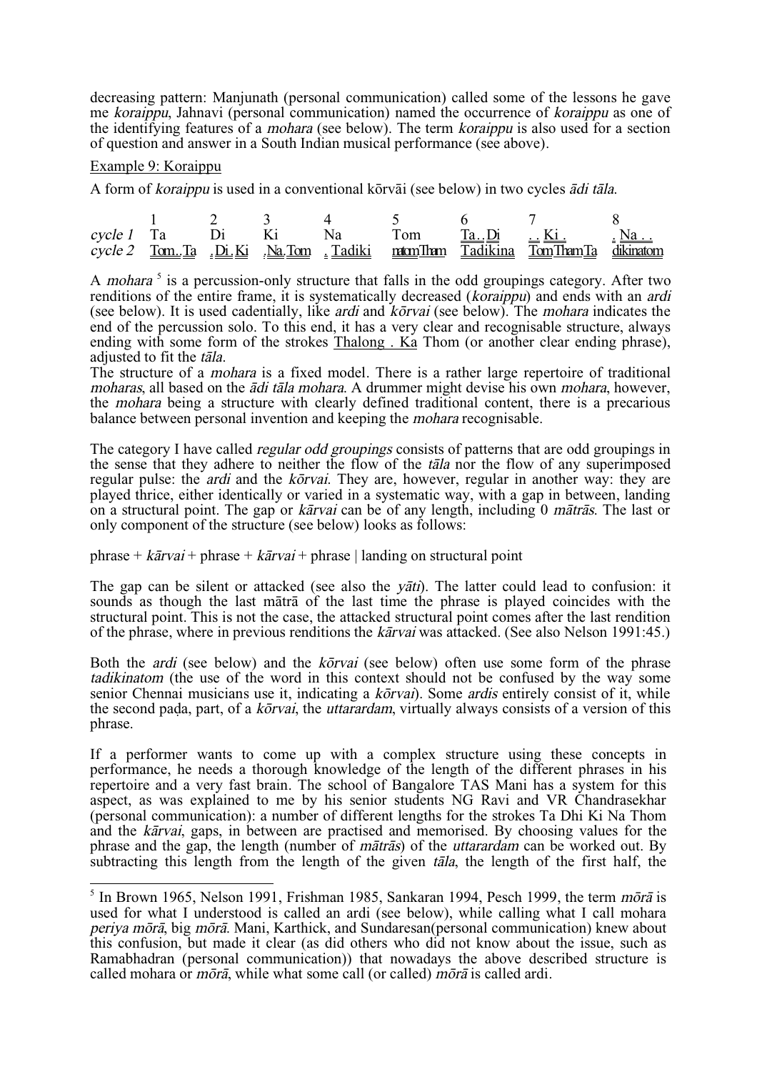decreasing pattern: Manjunath (personal communication) called some of the lessons he gave me *koraippu*, Jahnavi (personal communication) named the occurrence of *koraippu* as one of the identifying features of a *mohara* (see below). The term *koraippu* is also used for a section of question and answer in a South Indian musical performance (see above).

Example 9: Koraippu

A form of *koraippu* is used in a conventional kōrvāi (see below) in two cycles *ādi tāla*.

| | 1 | 2 | 3 | 4 | 5 | 6 | 7 | 8 |
|---|---|---|---|---|---|---|---|---|
| *cycle 1* | Ta | Di | Ki | Na | Tom | Ta . . Di | . . Ki . | . Na . . |
| *cycle 2* | Tom . . Ta | . Di . Ki | . Na . Tom | . Tadiki | natomTham | Tadikina | TomThamTa | dikinatom |

A *mohara* [5] is a percussion-only structure that falls in the odd groupings category. After two renditions of the entire frame, it is systematically decreased (*koraippu*) and ends with an *ardi* (see below). It is used cadentially, like *ardi* and *kōrvai* (see below). The *mohara* indicates the end of the percussion solo. To this end, it has a very clear and recognisable structure, always ending with some form of the strokes Thalong . Ka Thom (or another clear ending phrase), adjusted to fit the *tāla*.

The structure of a *mohara* is a fixed model. There is a rather large repertoire of traditional *moharas*, all based on the *ādi tāla mohara*. A drummer might devise his own *mohara*, however, the *mohara* being a structure with clearly defined traditional content, there is a precarious balance between personal invention and keeping the *mohara* recognisable.

The category I have called *regular odd groupings* consists of patterns that are odd groupings in the sense that they adhere to neither the flow of the *tāla* nor the flow of any superimposed regular pulse: the *ardi* and the *kōrvai*. They are, however, regular in another way: they are played thrice, either identically or varied in a systematic way, with a gap in between, landing on a structural point. The gap or *kārvai* can be of any length, including 0 *mātrās*. The last or only component of the structure (see below) looks as follows:

phrase + *kārvai* + phrase + *kārvai* + phrase | landing on structural point

The gap can be silent or attacked (see also the *yāti*). The latter could lead to confusion: it sounds as though the last mātrā of the last time the phrase is played coincides with the structural point. This is not the case, the attacked structural point comes after the last rendition of the phrase, where in previous renditions the *kārvai* was attacked. (See also Nelson 1991:45.)

Both the *ardi* (see below) and the *kōrvai* (see below) often use some form of the phrase *tadikinatom* (the use of the word in this context should not be confused by the way some senior Chennai musicians use it, indicating a *kōrvai*). Some *ardis* entirely consist of it, while the second paḍa, part, of a *kōrvai*, the *uttarardam*, virtually always consists of a version of this phrase.

If a performer wants to come up with a complex structure using these concepts in performance, he needs a thorough knowledge of the length of the different phrases in his repertoire and a very fast brain. The school of Bangalore TAS Mani has a system for this aspect, as was explained to me by his senior students NG Ravi and VR Chandrasekhar (personal communication): a number of different lengths for the strokes Ta Dhi Ki Na Thom and the *kārvai*, gaps, in between are practised and memorised. By choosing values for the phrase and the gap, the length (number of *mātrās*) of the *uttarardam* can be worked out. By subtracting this length from the length of the given *tāla*, the length of the first half, the

---

[5] In Brown 1965, Nelson 1991, Frishman 1985, Sankaran 1994, Pesch 1999, the term *mōrā* is used for what I understood is called an ardi (see below), while calling what I call mohara *periya mōrā*, big *mōrā*. Mani, Karthick, and Sundaresan(personal communication) knew about this confusion, but made it clear (as did others who did not know about the issue, such as Ramabhadran (personal communication)) that nowadays the above described structure is called mohara or *mōrā*, while what some call (or called) *mōrā* is called ardi.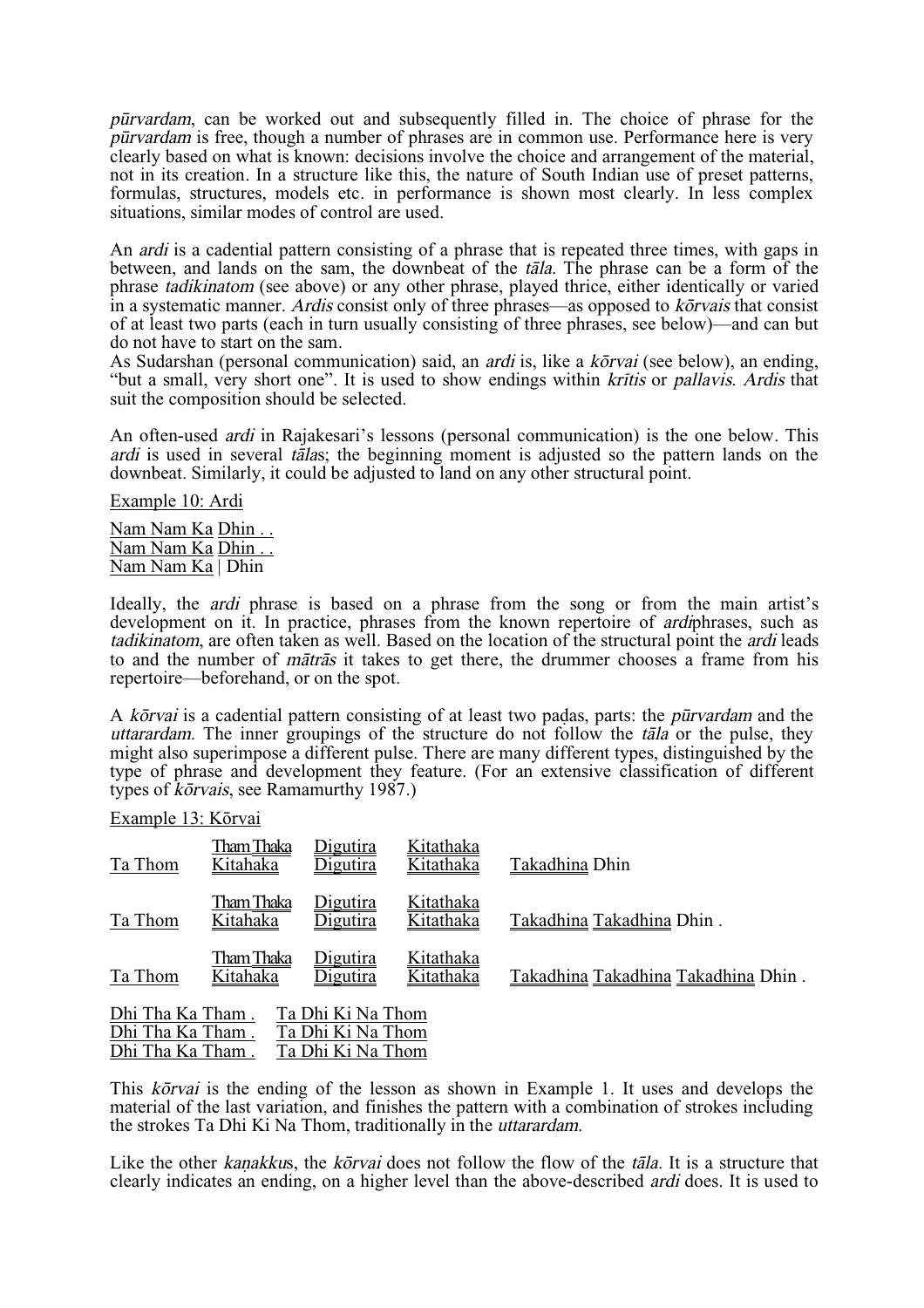*pūrvardam*, can be worked out and subsequently filled in. The choice of phrase for the *pūrvardam* is free, though a number of phrases are in common use. Performance here is very clearly based on what is known: decisions involve the choice and arrangement of the material, not in its creation. In a structure like this, the nature of South Indian use of preset patterns, formulas, structures, models etc. in performance is shown most clearly. In less complex situations, similar modes of control are used.

An *ardi* is a cadential pattern consisting of a phrase that is repeated three times, with gaps in between, and lands on the sam, the downbeat of the *tāla*. The phrase can be a form of the phrase *tadikinatom* (see above) or any other phrase, played thrice, either identically or varied in a systematic manner. *Ardis* consist only of three phrases—as opposed to *kōrvais* that consist of at least two parts (each in turn usually consisting of three phrases, see below)—and can but do not have to start on the sam.

As Sudarshan (personal communication) said, an *ardi* is, like a *kōrvai* (see below), an ending, "but a small, very short one". It is used to show endings within *krītis* or *pallavis*. *Ardis* that suit the composition should be selected.

An often-used *ardi* in Rajakesari's lessons (personal communication) is the one below. This *ardi* is used in several *tāla*s; the beginning moment is adjusted so the pattern lands on the downbeat. Similarly, it could be adjusted to land on any other structural point.

Example 10: Ardi

Nam Nam Ka Dhin . .
Nam Nam Ka Dhin . .
Nam Nam Ka | Dhin

Ideally, the *ardi* phrase is based on a phrase from the song or from the main artist's development on it. In practice, phrases from the known repertoire of *ardi*phrases, such as *tadikinatom*, are often taken as well. Based on the location of the structural point the *ardi* leads to and the number of *mātrās* it takes to get there, the drummer chooses a frame from his repertoire—beforehand, or on the spot.

A *kōrvai* is a cadential pattern consisting of at least two paḍas, parts: the *pūrvardam* and the *uttarardam*. The inner groupings of the structure do not follow the *tāla* or the pulse, they might also superimpose a different pulse. There are many different types, distinguished by the type of phrase and development they feature. (For an extensive classification of different types of *kōrvais*, see Ramamurthy 1987.)

Example 13: Kōrvai

| | | | | |
|---|---|---|---|---|
| Ta Thom | Tham Thaka Kitahaka | Digutira Digutira | Kitathaka Kitathaka | Takadhina Dhin |
| Ta Thom | Tham Thaka Kitahaka | Digutira Digutira | Kitathaka Kitathaka | Takadhina Takadhina Dhin . |
| Ta Thom | Tham Thaka Kitahaka | Digutira Digutira | Kitathaka Kitathaka | Takadhina Takadhina Takadhina Dhin . |

Dhi Tha Ka Tham . Ta Dhi Ki Na Thom
Dhi Tha Ka Tham . Ta Dhi Ki Na Thom
Dhi Tha Ka Tham . Ta Dhi Ki Na Thom

This *kōrvai* is the ending of the lesson as shown in Example 1. It uses and develops the material of the last variation, and finishes the pattern with a combination of strokes including the strokes Ta Dhi Ki Na Thom, traditionally in the *uttarardam*.

Like the other *kaṇakku*s, the *kōrvai* does not follow the flow of the *tāla*. It is a structure that clearly indicates an ending, on a higher level than the above-described *ardi* does. It is used to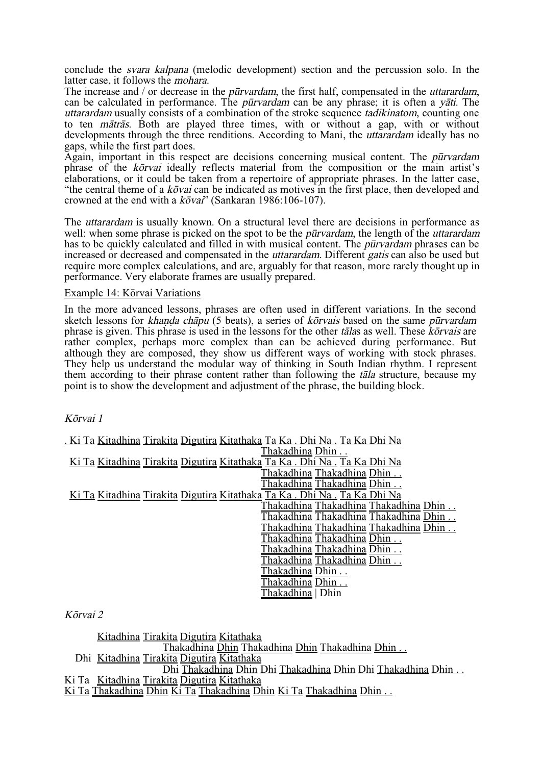conclude the *svara kalpana* (melodic development) section and the percussion solo. In the latter case, it follows the *mohara*.
The increase and / or decrease in the *pūrvardam*, the first half, compensated in the *uttarardam*, can be calculated in performance. The *pūrvardam* can be any phrase; it is often a *yāti*. The *uttarardam* usually consists of a combination of the stroke sequence *tadikinatom*, counting one to ten *mātrās*. Both are played three times, with or without a gap, with or without developments through the three renditions. According to Mani, the *uttarardam* ideally has no gaps, while the first part does.
Again, important in this respect are decisions concerning musical content. The *pūrvardam* phrase of the *kōrvai* ideally reflects material from the composition or the main artist's elaborations, or it could be taken from a repertoire of appropriate phrases. In the latter case, "the central theme of a *kōvai* can be indicated as motives in the first place, then developed and crowned at the end with a *kōvai*" (Sankaran 1986:106-107).

The *uttarardam* is usually known. On a structural level there are decisions in performance as well: when some phrase is picked on the spot to be the *pūrvardam*, the length of the *uttarardam* has to be quickly calculated and filled in with musical content. The *pūrvardam* phrases can be increased or decreased and compensated in the *uttarardam*. Different *gatis* can also be used but require more complex calculations, and are, arguably for that reason, more rarely thought up in performance. Very elaborate frames are usually prepared.

Example 14: Kōrvai Variations

In the more advanced lessons, phrases are often used in different variations. In the second sketch lessons for *khaṇḍa chāpu* (5 beats), a series of *kōrvais* based on the same *pūrvardam* phrase is given. This phrase is used in the lessons for the other *tāla*s as well. These *kōrvais* are rather complex, perhaps more complex than can be achieved during performance. But although they are composed, they show us different ways of working with stock phrases. They help us understand the modular way of thinking in South Indian rhythm. I represent them according to their phrase content rather than following the *tāla* structure, because my point is to show the development and adjustment of the phrase, the building block.

*Kōrvai 1*

```
. Ki Ta Kitadhina Tirakita Digutira Kitathaka Ta Ka . Dhi Na . Ta Ka Dhi Na
                                              Thakadhina Dhin . .
  Ki Ta Kitadhina Tirakita Digutira Kitathaka Ta Ka . Dhi Na . Ta Ka Dhi Na
                                              Thakadhina Thakadhina Dhin . .
                                              Thakadhina Thakadhina Dhin . .
  Ki Ta Kitadhina Tirakita Digutira Kitathaka Ta Ka . Dhi Na . Ta Ka Dhi Na
                                              Thakadhina Thakadhina Thakadhina Dhin . .
                                              Thakadhina Thakadhina Thakadhina Dhin . .
                                              Thakadhina Thakadhina Thakadhina Dhin . .
                                              Thakadhina Thakadhina Dhin . .
                                              Thakadhina Thakadhina Dhin . .
                                              Thakadhina Thakadhina Dhin . .
                                              Thakadhina Dhin . .
                                              Thakadhina Dhin . .
                                              Thakadhina | Dhin
```

*Kōrvai 2*

```
      Kitadhina Tirakita Digutira Kitathaka
                Thakadhina Dhin Thakadhina Dhin Thakadhina Dhin . .
  Dhi Kitadhina Tirakita Digutira Kitathaka
                Dhi Thakadhina Dhin Dhi Thakadhina Dhin Dhi Thakadhina Dhin . .
Ki Ta Kitadhina Tirakita Digutira Kitathaka
Ki Ta Thakadhina Dhin Ki Ta Thakadhina Dhin Ki Ta Thakadhina Dhin . .
```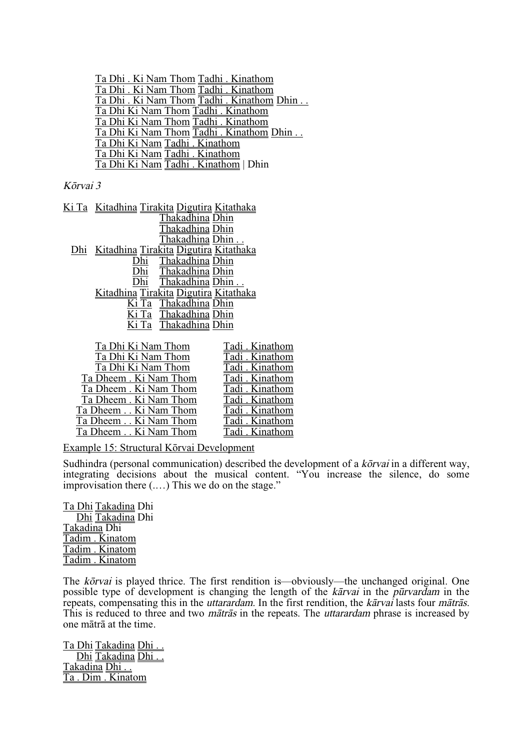Ta Dhi . Ki Nam Thom Tadhi . Kinathom
Ta Dhi . Ki Nam Thom Tadhi . Kinathom
Ta Dhi . Ki Nam Thom Tadhi . Kinathom Dhin . .
Ta Dhi Ki Nam Thom Tadhi . Kinathom
Ta Dhi Ki Nam Thom Tadhi . Kinathom
Ta Dhi Ki Nam Thom Tadhi . Kinathom Dhin . .
Ta Dhi Ki Nam Tadhi . Kinathom
Ta Dhi Ki Nam Tadhi . Kinathom
Ta Dhi Ki Nam Tadhi . Kinathom | Dhin

*Kōrvai 3*

```
Ki Ta   Kitadhina Tirakita Digutira Kitathaka
                           Thakadhina Dhin
                           Thakadhina Dhin
                           Thakadhina Dhin . .
  Dhi   Kitadhina Tirakita Digutira Kitathaka
                  Dhi      Thakadhina Dhin
                  Dhi      Thakadhina Dhin
                  Dhi      Thakadhina Dhin . .
        Kitadhina Tirakita Digutira Kitathaka
                  Ki Ta    Thakadhina Dhin
                  Ki Ta    Thakadhina Dhin
                  Ki Ta    Thakadhina Dhin

        Ta Dhi Ki Nam Thom              Tadi . Kinathom
        Ta Dhi Ki Nam Thom              Tadi . Kinathom
        Ta Dhi Ki Nam Thom              Tadi . Kinathom
      Ta Dheem . Ki Nam Thom            Tadi . Kinathom
      Ta Dheem . Ki Nam Thom            Tadi . Kinathom
      Ta Dheem . Ki Nam Thom            Tadi . Kinathom
    Ta Dheem . . Ki Nam Thom            Tadi . Kinathom
    Ta Dheem . . Ki Nam Thom            Tadi . Kinathom
    Ta Dheem . . Ki Nam Thom            Tadi . Kinathom
```

Example 15: Structural Kōrvai Development

Sudhindra (personal communication) described the development of a *kōrvai* in a different way, integrating decisions about the musical content. "You increase the silence, do some improvisation there (.…) This we do on the stage."

```
Ta Dhi Takadina Dhi
    Dhi Takadina Dhi
Takadina Dhi
Tadim . Kinatom
Tadim . Kinatom
Tadim . Kinatom
```

The *kōrvai* is played thrice. The first rendition is—obviously—the unchanged original. One possible type of development is changing the length of the *kārvai* in the *pūrvardam* in the repeats, compensating this in the *uttarardam*. In the first rendition, the *kārvai* lasts four *mātrās*. This is reduced to three and two *mātrās* in the repeats. The *uttarardam* phrase is increased by one mātrā at the time.

```
Ta Dhi Takadina Dhi . .
    Dhi Takadina Dhi . .
Takadina Dhi . .
Ta . Dim . Kinatom
```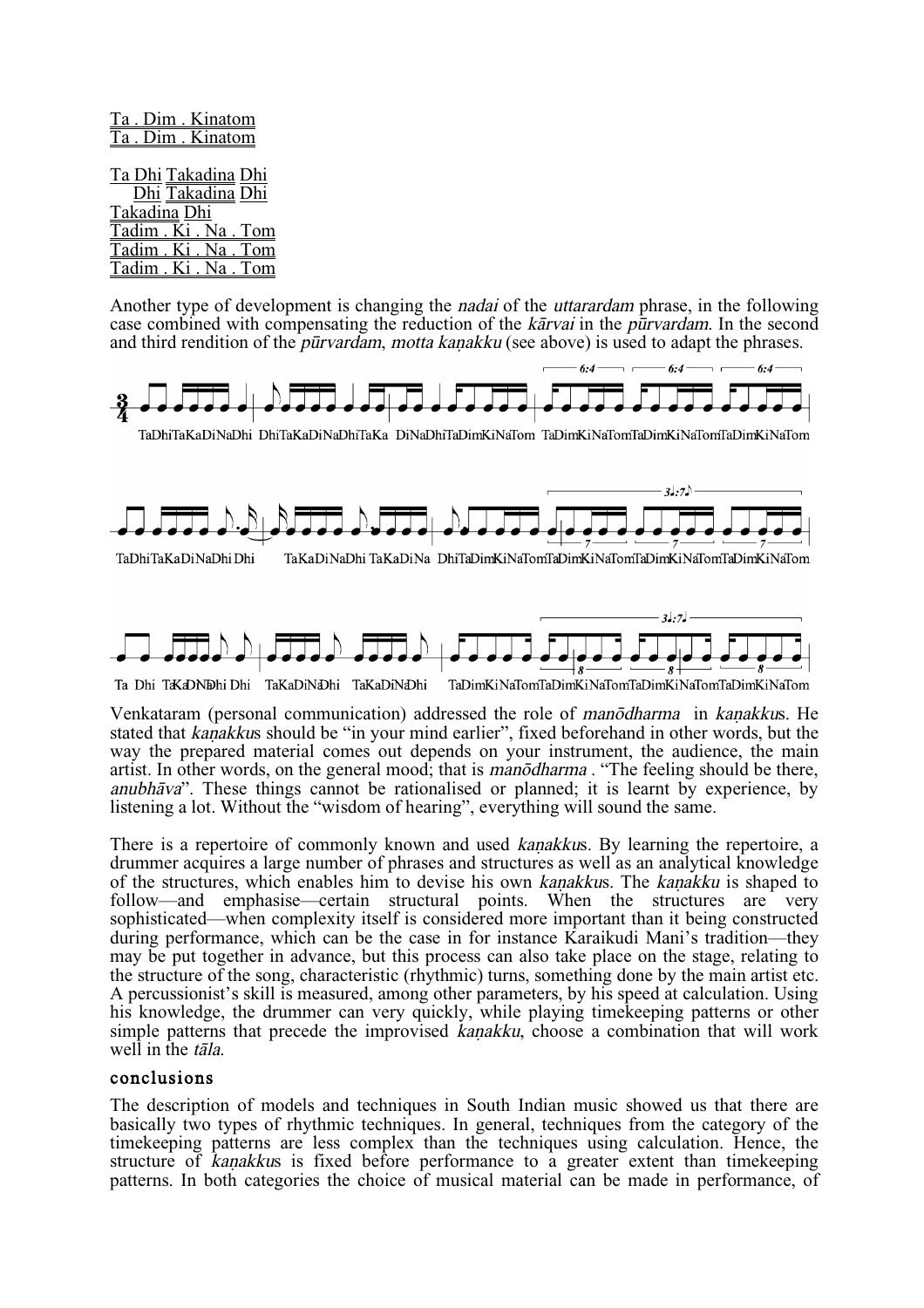Ta . Dim . Kinatom
Ta . Dim . Kinatom

Ta Dhi Takadina Dhi
    Dhi Takadina Dhi
Takadina Dhi
Tadim . Ki . Na . Tom
Tadim . Ki . Na . Tom
Tadim . Ki . Na . Tom

Another type of development is changing the *nadai* of the *uttarardam* phrase, in the following case combined with compensating the reduction of the *kārvai* in the *pūrvardam*. In the second and third rendition of the *pūrvardam*, *motta kaṇakku* (see above) is used to adapt the phrases.

TaDhiTaKaDiNaDhi DhiTaKaDiNaDhiTaKa DiNaDhiTaDimKiNaTom TaDimKiNaTomTaDimKiNaTomTaDimKiNaTom

TaDhiTaKaDiNaDhi Dhi TaKaDiNaDhi TaKaDiNa DhiTaDimKiNaTomTaDimKiNaTomTaDimKiNaTomTaDimKiNaTom

Ta Dhi TaKaDiNaDhi Dhi TaKaDiNaDhi TaKaDiNaDhi TaDimKiNaTomTaDimKiNaTomTaDimKiNaTomTaDimKiNaTom

Venkataram (personal communication) addressed the role of *manōdharma* in *kaṇakku*s. He stated that *kaṇakku*s should be "in your mind earlier", fixed beforehand in other words, but the way the prepared material comes out depends on your instrument, the audience, the main artist. In other words, on the general mood; that is *manōdharma* . "The feeling should be there, *anubhāva*". These things cannot be rationalised or planned; it is learnt by experience, by listening a lot. Without the "wisdom of hearing", everything will sound the same.

There is a repertoire of commonly known and used *kaṇakku*s. By learning the repertoire, a drummer acquires a large number of phrases and structures as well as an analytical knowledge of the structures, which enables him to devise his own *kaṇakku*s. The *kaṇakku* is shaped to follow—and emphasise—certain structural points. When the structures are very sophisticated—when complexity itself is considered more important than it being constructed during performance, which can be the case in for instance Karaikudi Mani's tradition—they may be put together in advance, but this process can also take place on the stage, relating to the structure of the song, characteristic (rhythmic) turns, something done by the main artist etc. A percussionist's skill is measured, among other parameters, by his speed at calculation. Using his knowledge, the drummer can very quickly, while playing timekeeping patterns or other simple patterns that precede the improvised *kaṇakku*, choose a combination that will work well in the *tāla*.

## conclusions

The description of models and techniques in South Indian music showed us that there are basically two types of rhythmic techniques. In general, techniques from the category of the timekeeping patterns are less complex than the techniques using calculation. Hence, the structure of *kaṇakku*s is fixed before performance to a greater extent than timekeeping patterns. In both categories the choice of musical material can be made in performance, of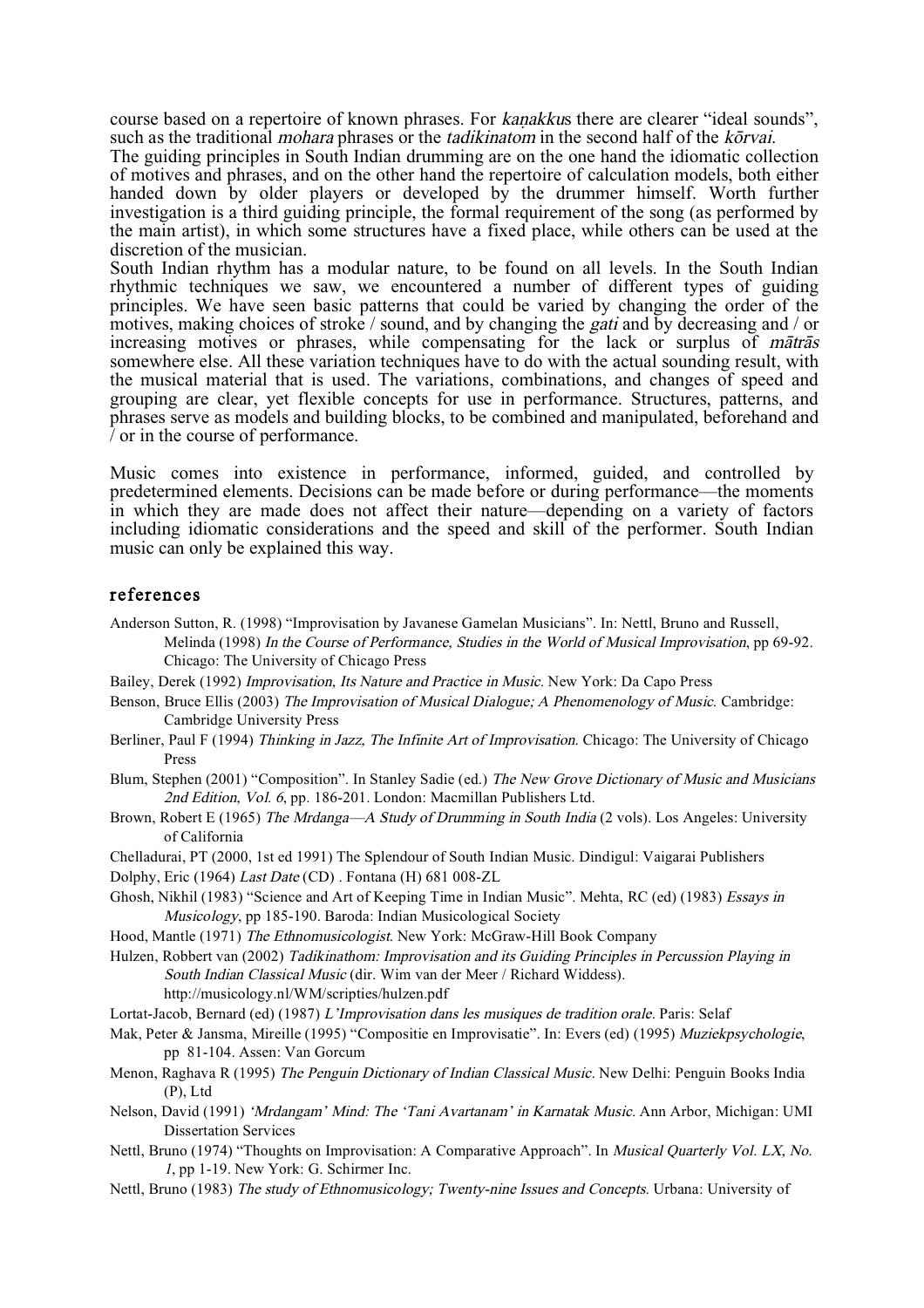course based on a repertoire of known phrases. For *kaṇakku*s there are clearer "ideal sounds", such as the traditional *mohara* phrases or the *tadikinatom* in the second half of the *kōrvai*.

The guiding principles in South Indian drumming are on the one hand the idiomatic collection of motives and phrases, and on the other hand the repertoire of calculation models, both either handed down by older players or developed by the drummer himself. Worth further investigation is a third guiding principle, the formal requirement of the song (as performed by the main artist), in which some structures have a fixed place, while others can be used at the discretion of the musician.

South Indian rhythm has a modular nature, to be found on all levels. In the South Indian rhythmic techniques we saw, we encountered a number of different types of guiding principles. We have seen basic patterns that could be varied by changing the order of the motives, making choices of stroke / sound, and by changing the *gati* and by decreasing and / or increasing motives or phrases, while compensating for the lack or surplus of *mātrās* somewhere else. All these variation techniques have to do with the actual sounding result, with the musical material that is used. The variations, combinations, and changes of speed and grouping are clear, yet flexible concepts for use in performance. Structures, patterns, and phrases serve as models and building blocks, to be combined and manipulated, beforehand and / or in the course of performance.

Music comes into existence in performance, informed, guided, and controlled by predetermined elements. Decisions can be made before or during performance—the moments in which they are made does not affect their nature—depending on a variety of factors including idiomatic considerations and the speed and skill of the performer. South Indian music can only be explained this way.

## references

Anderson Sutton, R. (1998) "Improvisation by Javanese Gamelan Musicians". In: Nettl, Bruno and Russell, Melinda (1998) *In the Course of Performance, Studies in the World of Musical Improvisation*, pp 69-92. Chicago: The University of Chicago Press

Bailey, Derek (1992) *Improvisation, Its Nature and Practice in Music*. New York: Da Capo Press

Benson, Bruce Ellis (2003) *The Improvisation of Musical Dialogue; A Phenomenology of Music*. Cambridge: Cambridge University Press

Berliner, Paul F (1994) *Thinking in Jazz, The Infinite Art of Improvisation*. Chicago: The University of Chicago Press

Blum, Stephen (2001) "Composition". In Stanley Sadie (ed.) *The New Grove Dictionary of Music and Musicians 2nd Edition, Vol. 6*, pp. 186-201. London: Macmillan Publishers Ltd.

Brown, Robert E (1965) *The Mrdanga—A Study of Drumming in South India* (2 vols). Los Angeles: University of California

Chelladurai, PT (2000, 1st ed 1991) The Splendour of South Indian Music. Dindigul: Vaigarai Publishers

Dolphy, Eric (1964) *Last Date* (CD) . Fontana (H) 681 008-ZL

Ghosh, Nikhil (1983) "Science and Art of Keeping Time in Indian Music". Mehta, RC (ed) (1983) *Essays in Musicology*, pp 185-190. Baroda: Indian Musicological Society

Hood, Mantle (1971) *The Ethnomusicologist*. New York: McGraw-Hill Book Company

Hulzen, Robbert van (2002) *Tadikinathom: Improvisation and its Guiding Principles in Percussion Playing in South Indian Classical Music* (dir. Wim van der Meer / Richard Widdess). http://musicology.nl/WM/scripties/hulzen.pdf

Lortat-Jacob, Bernard (ed) (1987) *L'Improvisation dans les musiques de tradition orale*. Paris: Selaf

Mak, Peter & Jansma, Mireille (1995) "Compositie en Improvisatie". In: Evers (ed) (1995) *Muziekpsychologie*, pp 81-104. Assen: Van Gorcum

Menon, Raghava R (1995) *The Penguin Dictionary of Indian Classical Music*. New Delhi: Penguin Books India (P), Ltd

Nelson, David (1991) *'Mrdangam' Mind: The 'Tani Avartanam' in Karnatak Music*. Ann Arbor, Michigan: UMI Dissertation Services

Nettl, Bruno (1974) "Thoughts on Improvisation: A Comparative Approach". In *Musical Quarterly Vol. LX, No. 1*, pp 1-19. New York: G. Schirmer Inc.

Nettl, Bruno (1983) *The study of Ethnomusicology; Twenty-nine Issues and Concepts*. Urbana: University of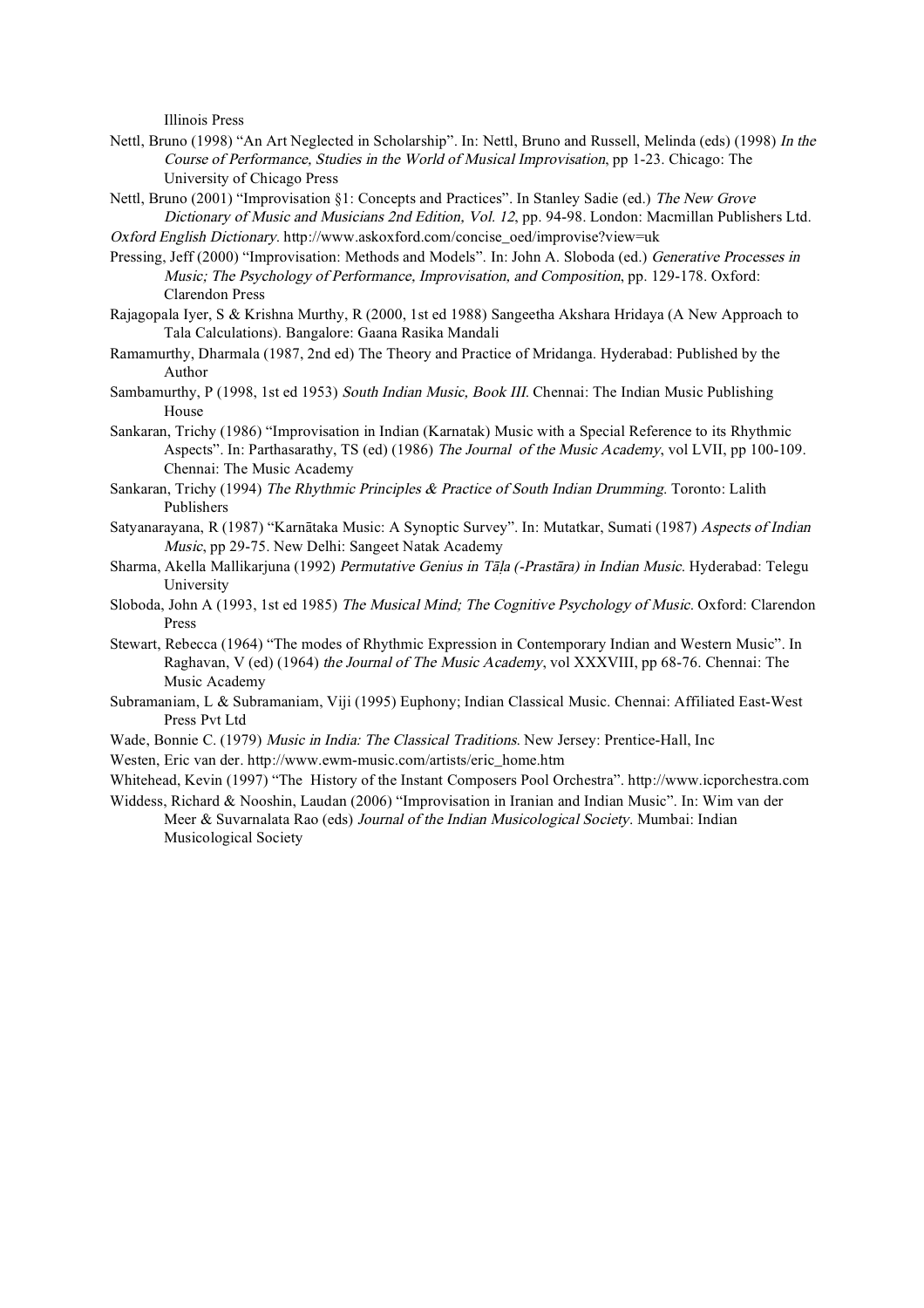Illinois Press

Nettl, Bruno (1998) "An Art Neglected in Scholarship". In: Nettl, Bruno and Russell, Melinda (eds) (1998) *In the Course of Performance, Studies in the World of Musical Improvisation*, pp 1-23. Chicago: The University of Chicago Press

Nettl, Bruno (2001) "Improvisation §1: Concepts and Practices". In Stanley Sadie (ed.) *The New Grove Dictionary of Music and Musicians 2nd Edition, Vol. 12*, pp. 94-98. London: Macmillan Publishers Ltd.

*Oxford English Dictionary*. http://www.askoxford.com/concise_oed/improvise?view=uk

Pressing, Jeff (2000) "Improvisation: Methods and Models". In: John A. Sloboda (ed.) *Generative Processes in Music; The Psychology of Performance, Improvisation, and Composition*, pp. 129-178. Oxford: Clarendon Press

Rajagopala Iyer, S & Krishna Murthy, R (2000, 1st ed 1988) Sangeetha Akshara Hridaya (A New Approach to Tala Calculations). Bangalore: Gaana Rasika Mandali

Ramamurthy, Dharmala (1987, 2nd ed) The Theory and Practice of Mridanga. Hyderabad: Published by the Author

Sambamurthy, P (1998, 1st ed 1953) *South Indian Music, Book III*. Chennai: The Indian Music Publishing House

Sankaran, Trichy (1986) "Improvisation in Indian (Karnatak) Music with a Special Reference to its Rhythmic Aspects". In: Parthasarathy, TS (ed) (1986) *The Journal of the Music Academy*, vol LVII, pp 100-109. Chennai: The Music Academy

Sankaran, Trichy (1994) *The Rhythmic Principles & Practice of South Indian Drumming*. Toronto: Lalith Publishers

Satyanarayana, R (1987) "Karnātaka Music: A Synoptic Survey". In: Mutatkar, Sumati (1987) *Aspects of Indian Music*, pp 29-75. New Delhi: Sangeet Natak Academy

Sharma, Akella Mallikarjuna (1992) *Permutative Genius in Tāḷa (-Prastāra) in Indian Music*. Hyderabad: Telegu University

Sloboda, John A (1993, 1st ed 1985) *The Musical Mind; The Cognitive Psychology of Music*. Oxford: Clarendon Press

Stewart, Rebecca (1964) "The modes of Rhythmic Expression in Contemporary Indian and Western Music". In Raghavan, V (ed) (1964) *the Journal of The Music Academy*, vol XXXVIII, pp 68-76. Chennai: The Music Academy

Subramaniam, L & Subramaniam, Viji (1995) Euphony; Indian Classical Music. Chennai: Affiliated East-West Press Pvt Ltd

Wade, Bonnie C. (1979) *Music in India: The Classical Traditions*. New Jersey: Prentice-Hall, Inc

Westen, Eric van der. http://www.ewm-music.com/artists/eric_home.htm

Whitehead, Kevin (1997) "The History of the Instant Composers Pool Orchestra". http://www.icporchestra.com

Widdess, Richard & Nooshin, Laudan (2006) "Improvisation in Iranian and Indian Music". In: Wim van der Meer & Suvarnalata Rao (eds) *Journal of the Indian Musicological Society*. Mumbai: Indian Musicological Society